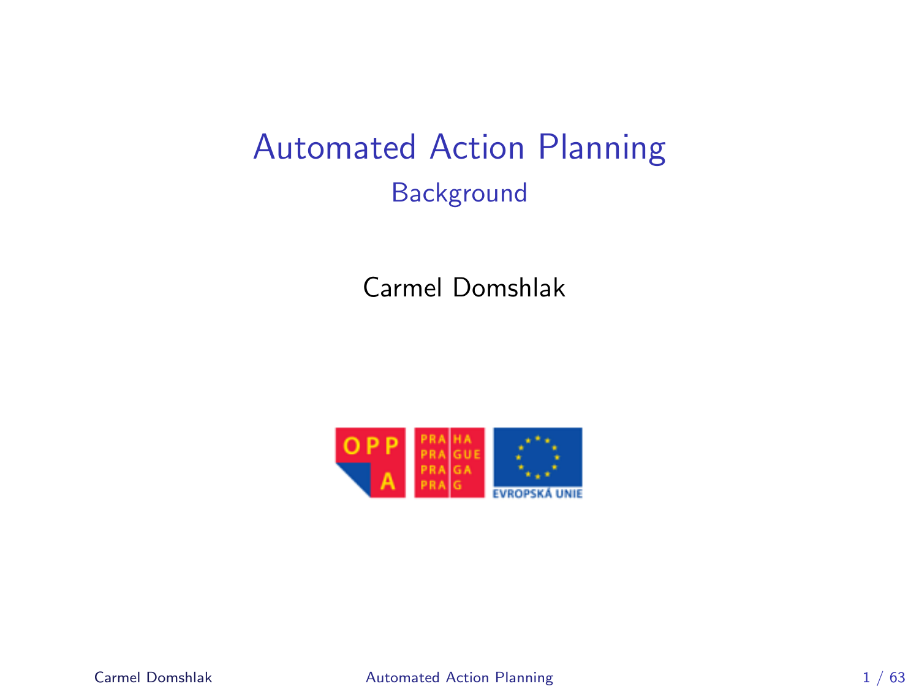# Automated Action Planning

## Background

Carmel Domshlak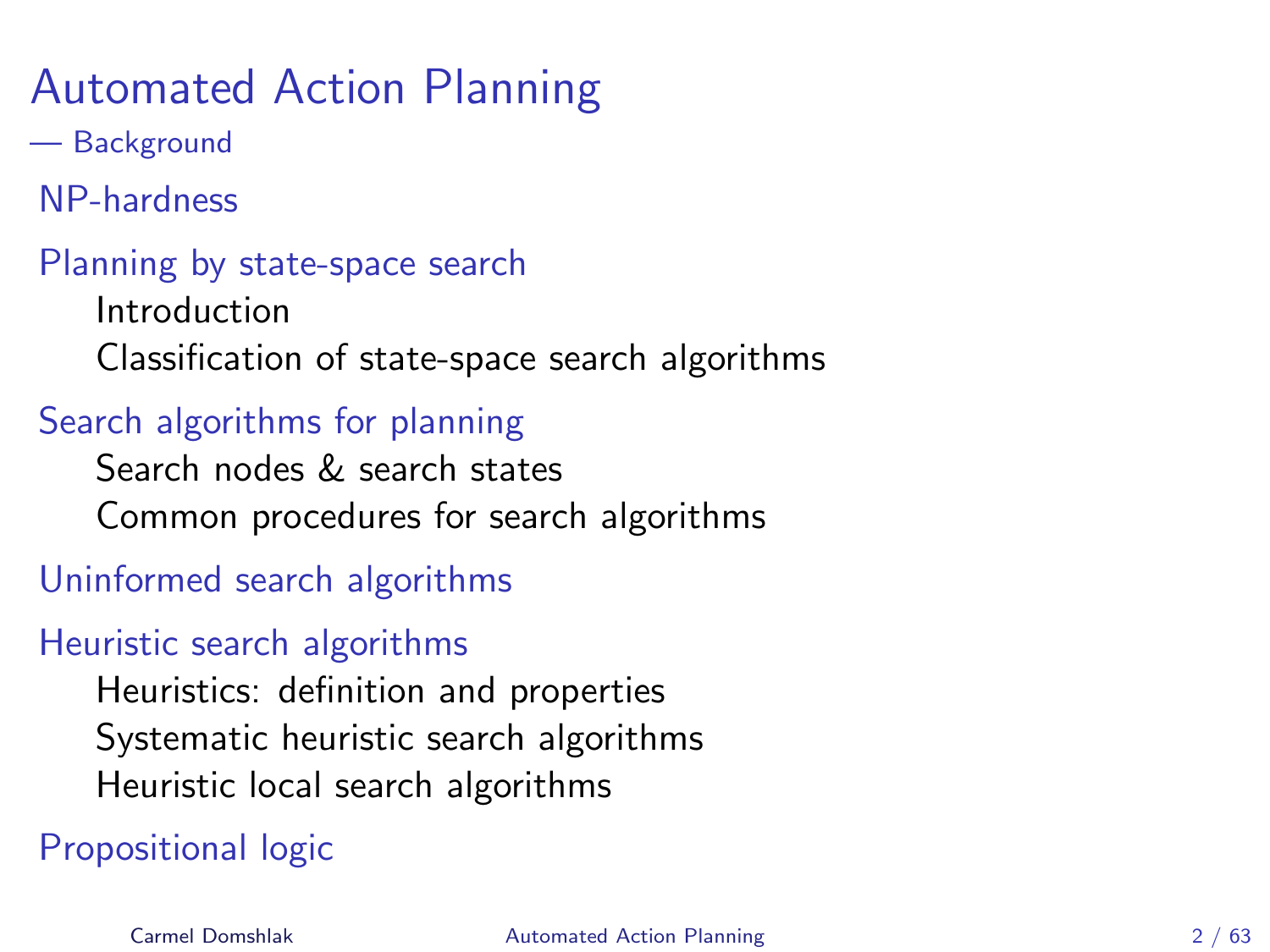# Automated Action Planning

— Background

## NP-hardness

## Planning by state-space search

- Introduction
- Classification of state-space search algorithms

## Search algorithms for planning

- Search nodes & search states
- Common procedures for search algorithms

## Uninformed search algorithms

## Heuristic search algorithms

- Heuristics: definition and properties
- Systematic heuristic search algorithms
- Heuristic local search algorithms

## Propositional logic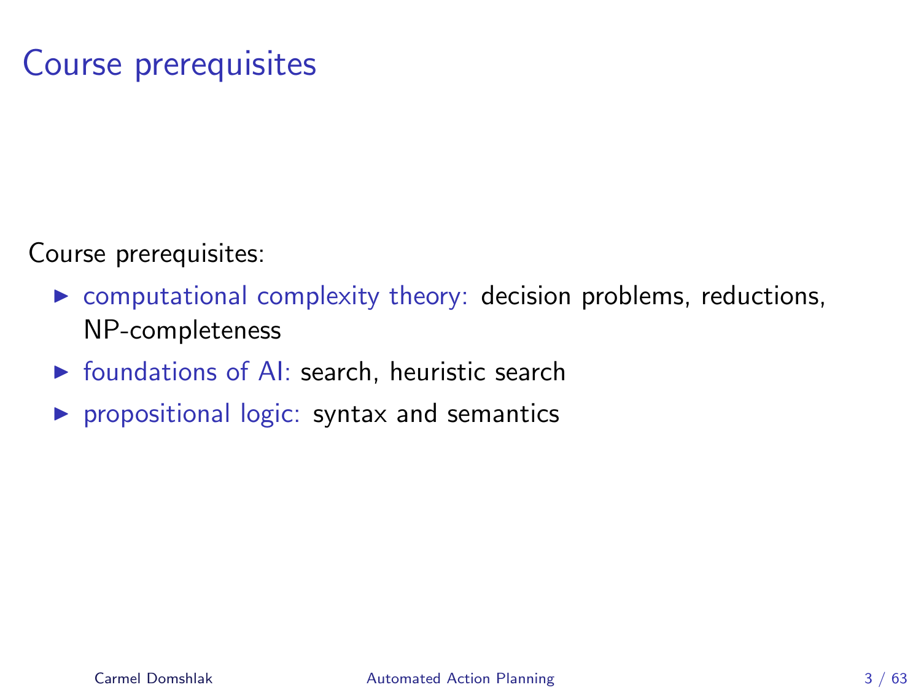# Course prerequisites

Course prerequisites:

- computational complexity theory: decision problems, reductions, NP-completeness
- foundations of AI: search, heuristic search
- propositional logic: syntax and semantics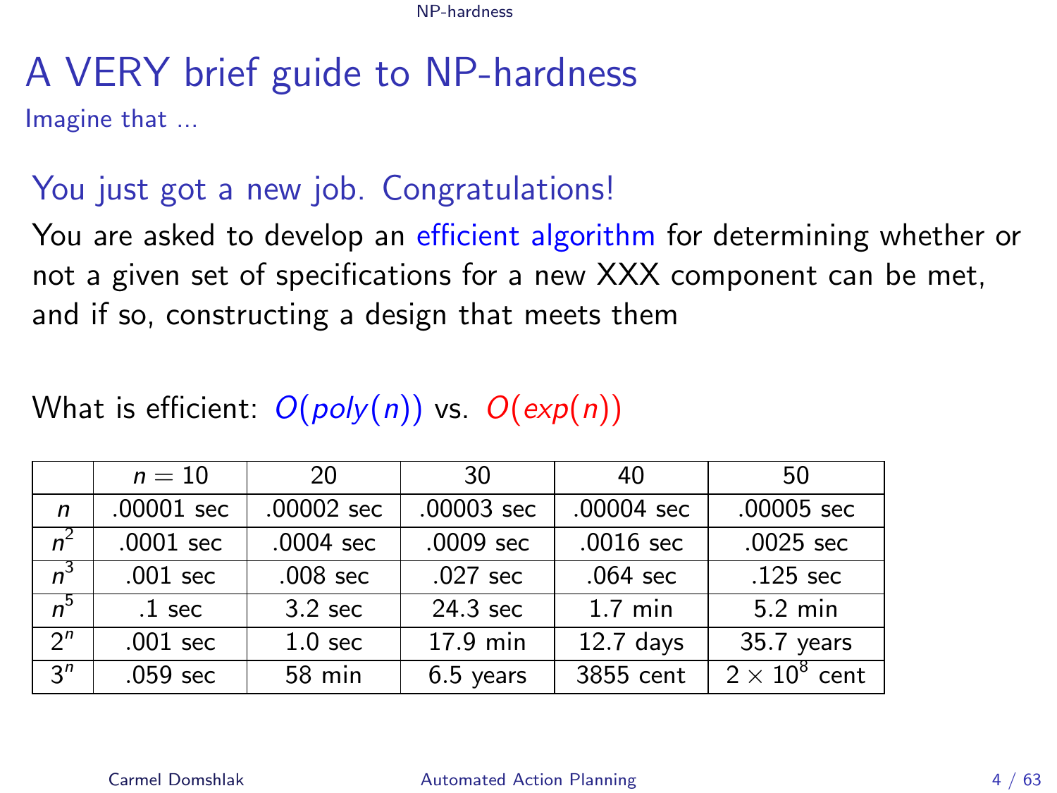# A VERY brief guide to NP-hardness

Imagine that ...

## You just got a new job. Congratulations!

You are asked to develop an efficient algorithm for determining whether or not a given set of specifications for a new XXX component can be met, and if so, constructing a design that meets them

What is efficient: $O(poly(n))$ vs. $O(exp(n))$

| | $n = 10$ | 20 | 30 | 40 | 50 |
|---|---|---|---|---|---|
| $n$ | .00001 sec | .00002 sec | .00003 sec | .00004 sec | .00005 sec |
| $n^2$ | .0001 sec | .0004 sec | .0009 sec | .0016 sec | .0025 sec |
| $n^3$ | .001 sec | .008 sec | .027 sec | .064 sec | .125 sec |
| $n^5$ | .1 sec | 3.2 sec | 24.3 sec | 1.7 min | 5.2 min |
| $2^n$ | .001 sec | 1.0 sec | 17.9 min | 12.7 days | 35.7 years |
| $3^n$ | .059 sec | 58 min | 6.5 years | 3855 cent | $2 \times 10^8$ cent |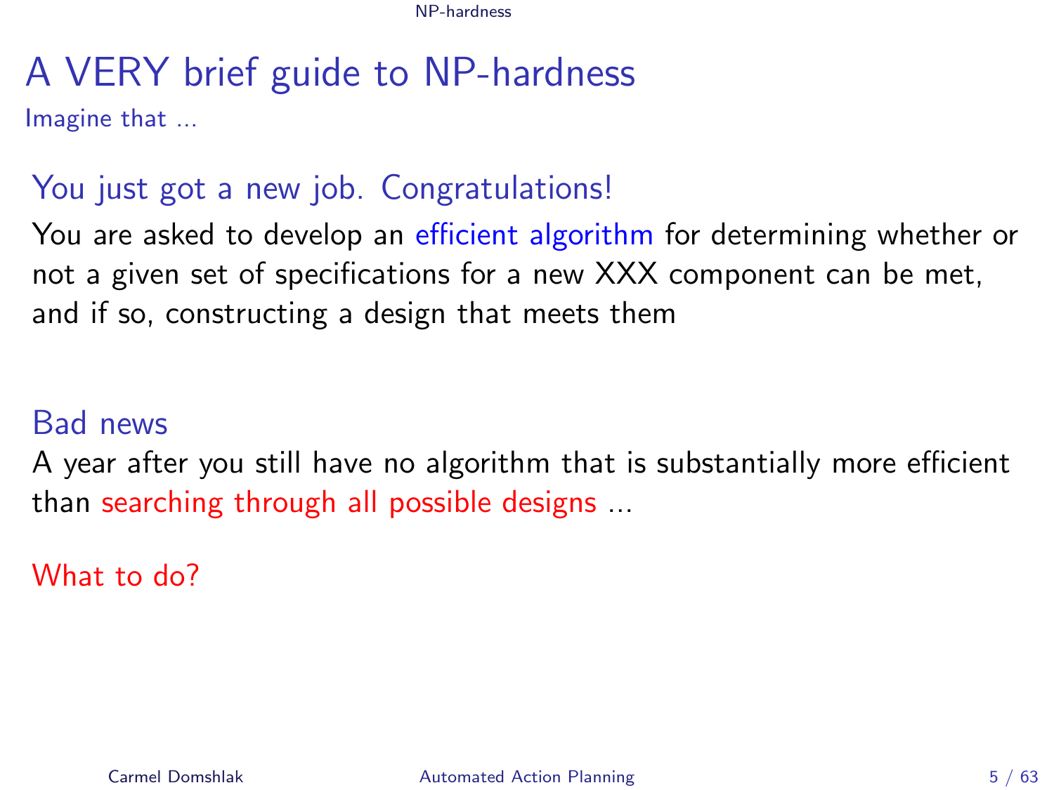# A VERY brief guide to NP-hardness

Imagine that ...

## You just got a new job. Congratulations!

You are asked to develop an efficient algorithm for determining whether or not a given set of specifications for a new XXX component can be met, and if so, constructing a design that meets them

## Bad news

A year after you still have no algorithm that is substantially more efficient than searching through all possible designs ...

What to do?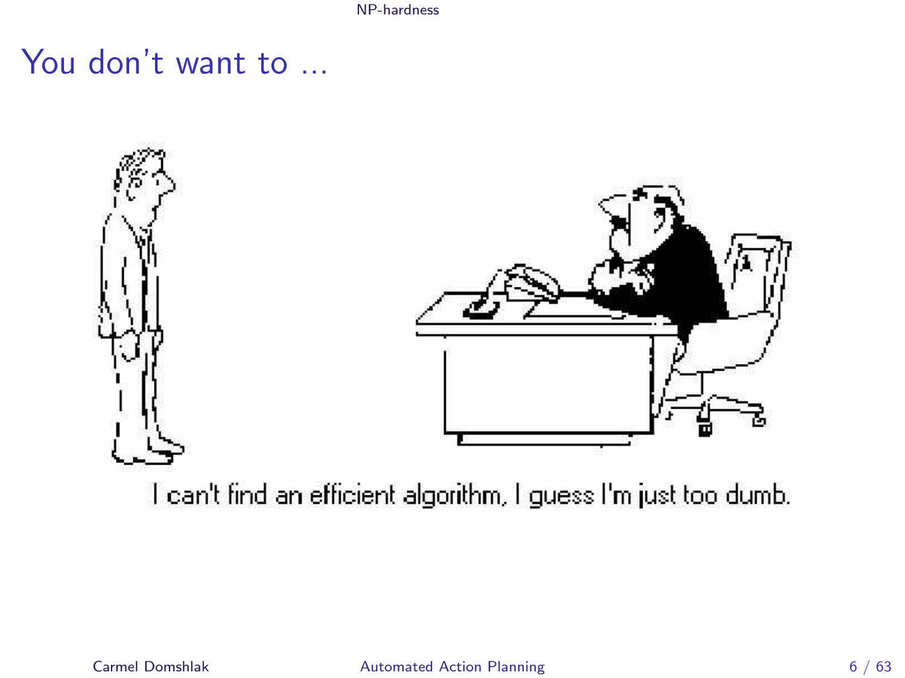# You don't want to ...

I can't find an efficient algorithm, I guess I'm just too dumb.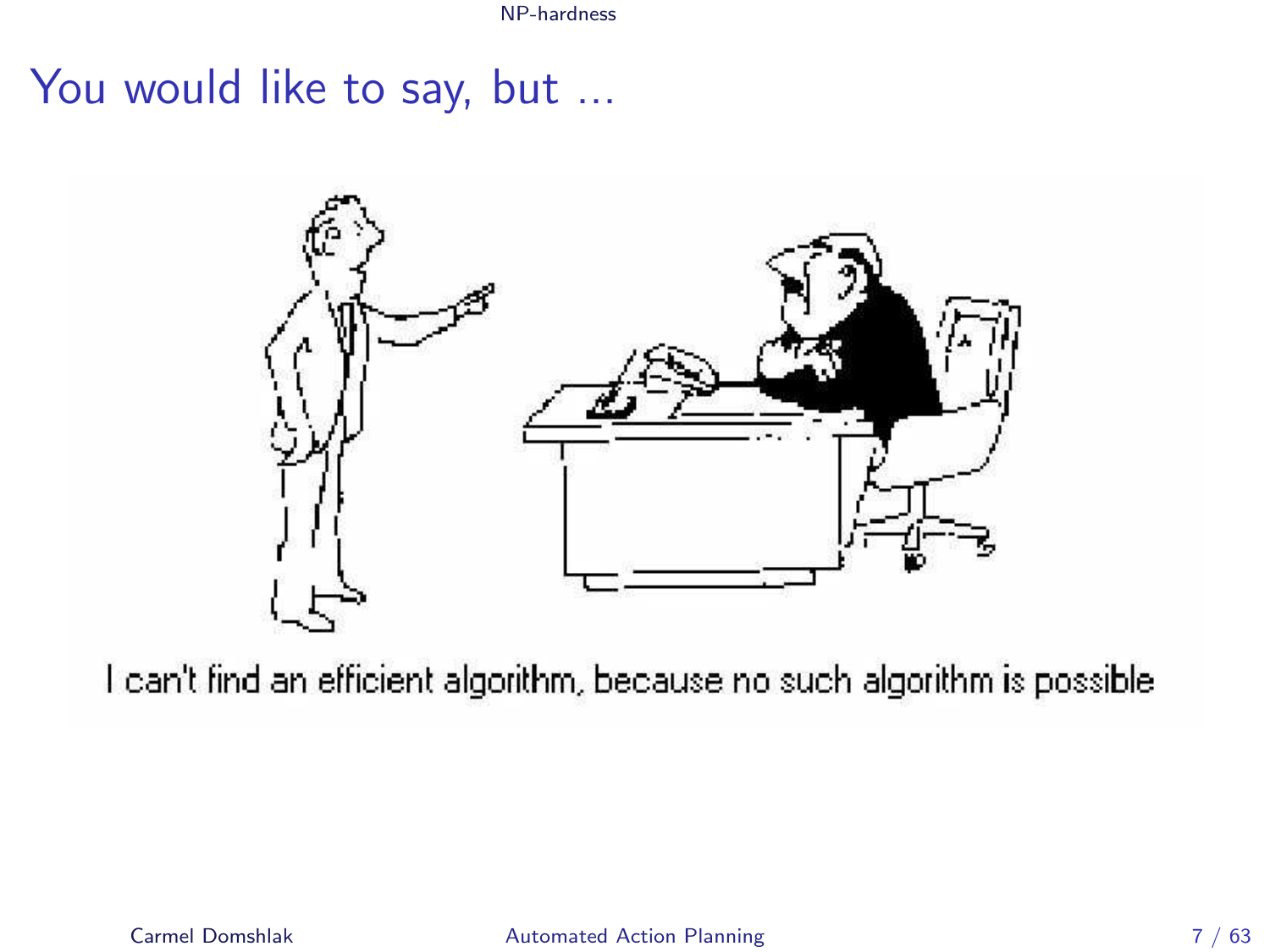# You would like to say, but ...

I can't find an efficient algorithm, because no such algorithm is possible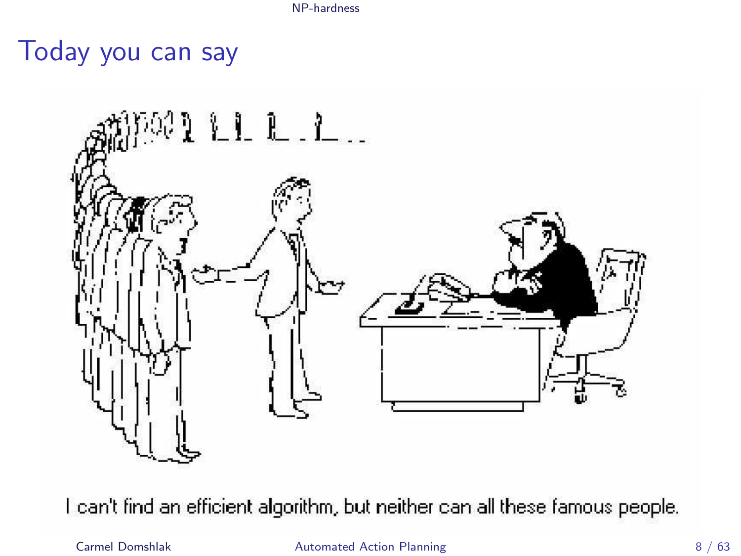# Today you can say

I can't find an efficient algorithm, but neither can all these famous people.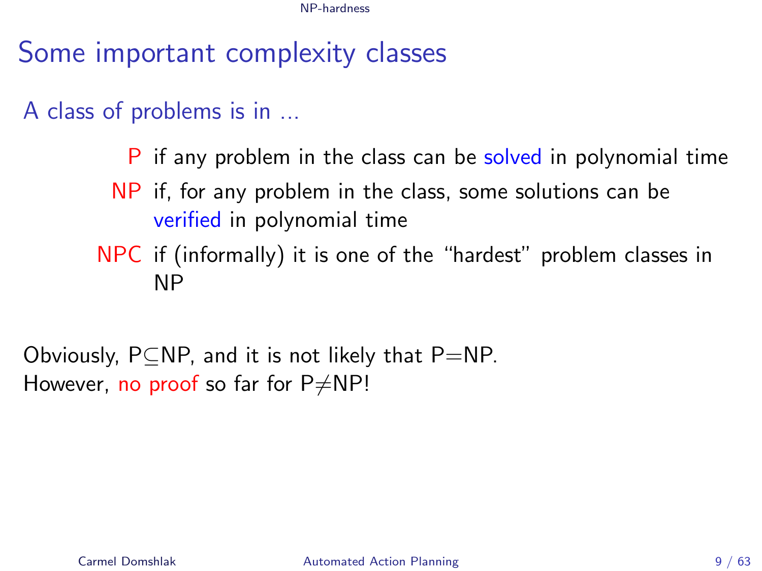# Some important complexity classes

## A class of problems is in ...

- **P** if any problem in the class can be solved in polynomial time
- **NP** if, for any problem in the class, some solutions can be verified in polynomial time
- **NPC** if (informally) it is one of the "hardest" problem classes in NP

Obviously, P$\subseteq$NP, and it is not likely that P$=$NP.
However, no proof so far for P$\neq$NP!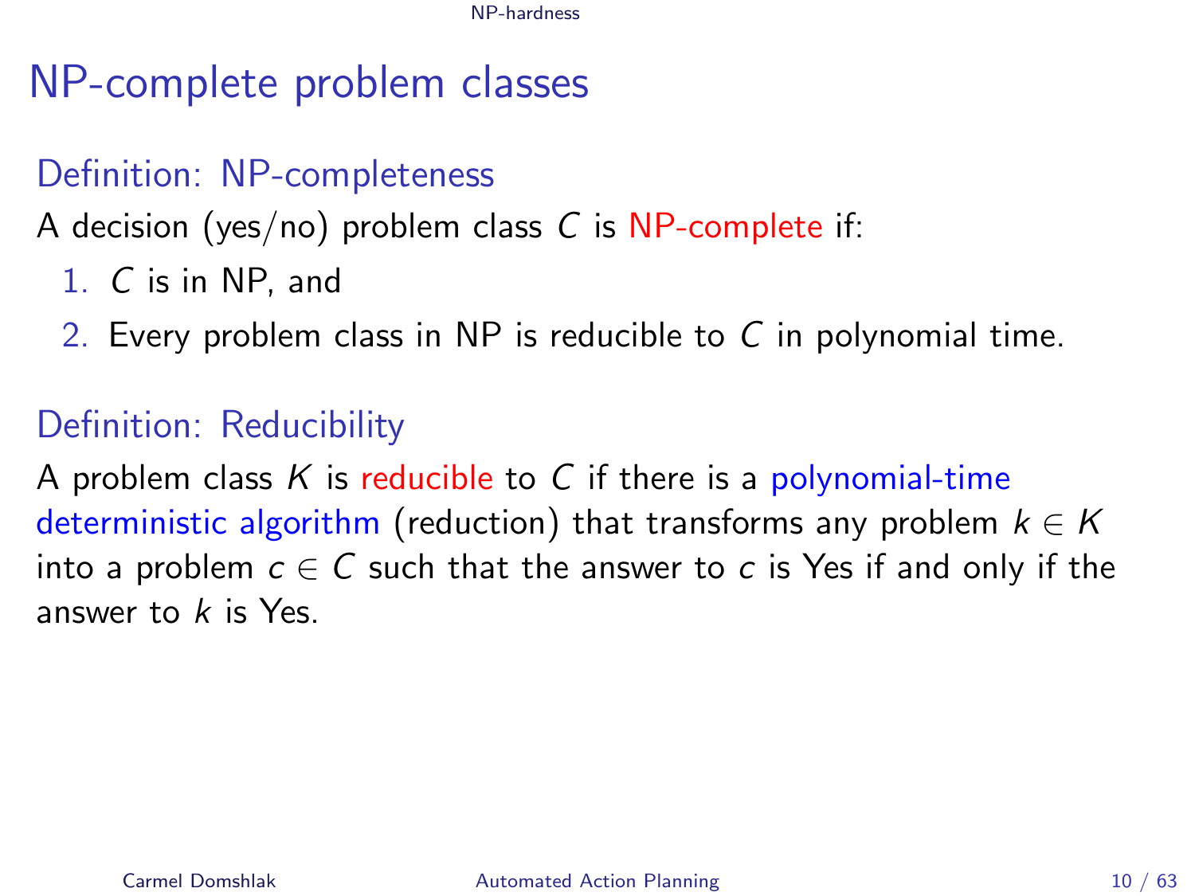# NP-complete problem classes

## Definition: NP-completeness

A decision (yes/no) problem class $C$ is NP-complete if:

1. $C$ is in NP, and
2. Every problem class in NP is reducible to $C$ in polynomial time.

## Definition: Reducibility

A problem class $K$ is reducible to $C$ if there is a polynomial-time deterministic algorithm (reduction) that transforms any problem $k \in K$ into a problem $c \in C$ such that the answer to $c$ is Yes if and only if the answer to $k$ is Yes.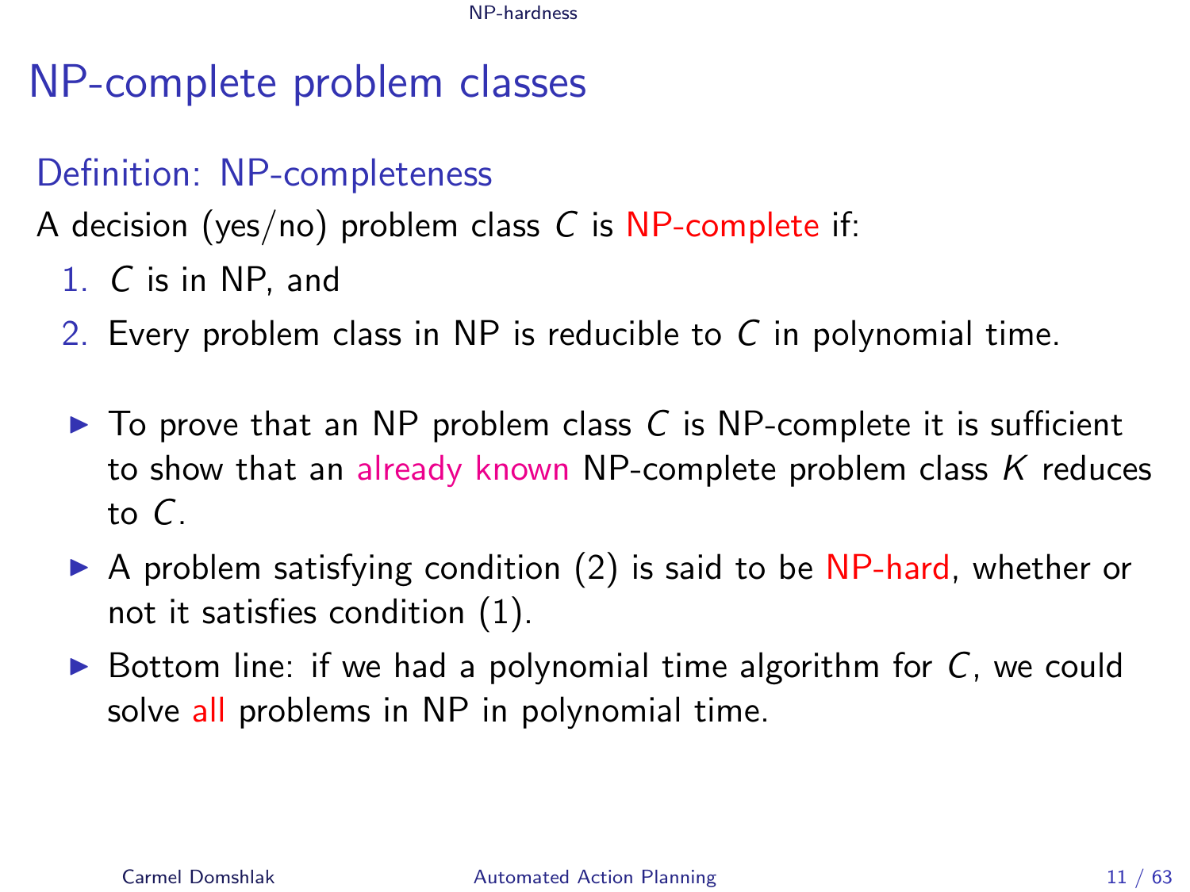# NP-complete problem classes

## Definition: NP-completeness

A decision (yes/no) problem class $C$ is NP-complete if:

1. $C$ is in NP, and
2. Every problem class in NP is reducible to $C$ in polynomial time.

- To prove that an NP problem class $C$ is NP-complete it is sufficient to show that an already known NP-complete problem class $K$ reduces to $C$.
- A problem satisfying condition (2) is said to be NP-hard, whether or not it satisfies condition (1).
- Bottom line: if we had a polynomial time algorithm for $C$, we could solve all problems in NP in polynomial time.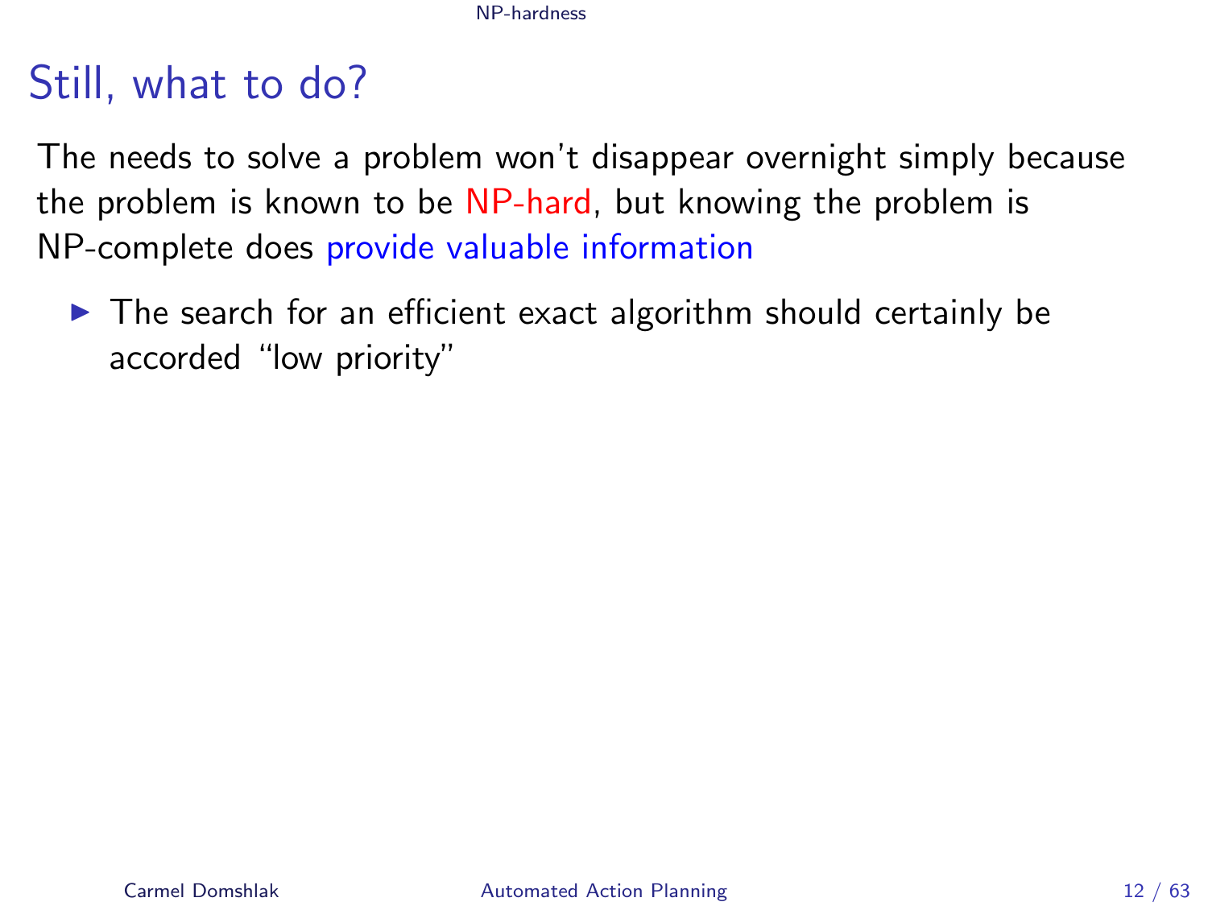# Still, what to do?

The needs to solve a problem won't disappear overnight simply because the problem is known to be NP-hard, but knowing the problem is NP-complete does provide valuable information

- The search for an efficient exact algorithm should certainly be accorded "low priority"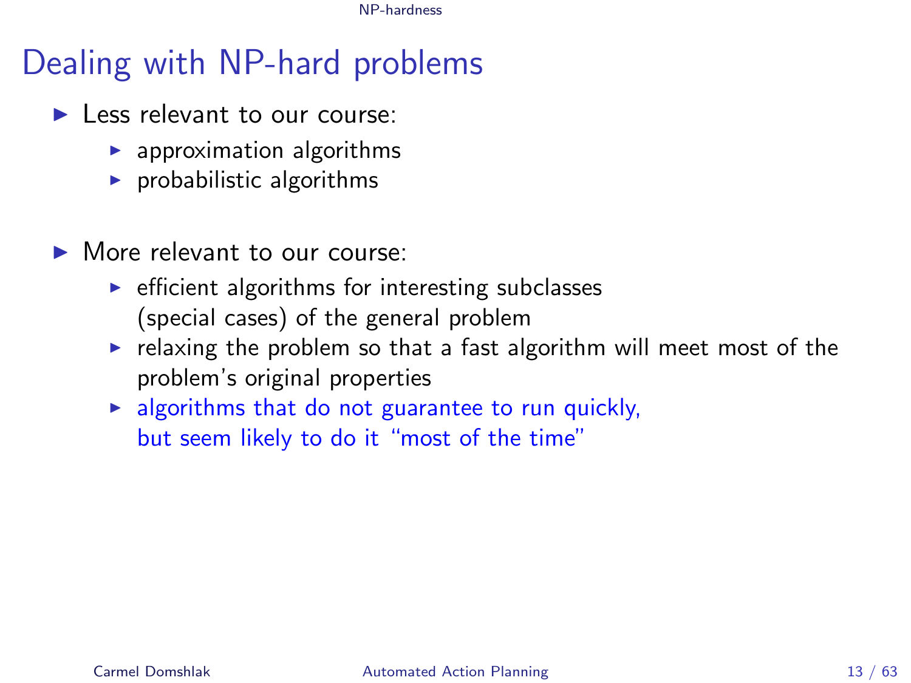# Dealing with NP-hard problems

- Less relevant to our course:
  - approximation algorithms
  - probabilistic algorithms

- More relevant to our course:
  - efficient algorithms for interesting subclasses (special cases) of the general problem
  - relaxing the problem so that a fast algorithm will meet most of the problem's original properties
  - algorithms that do not guarantee to run quickly, but seem likely to do it "most of the time"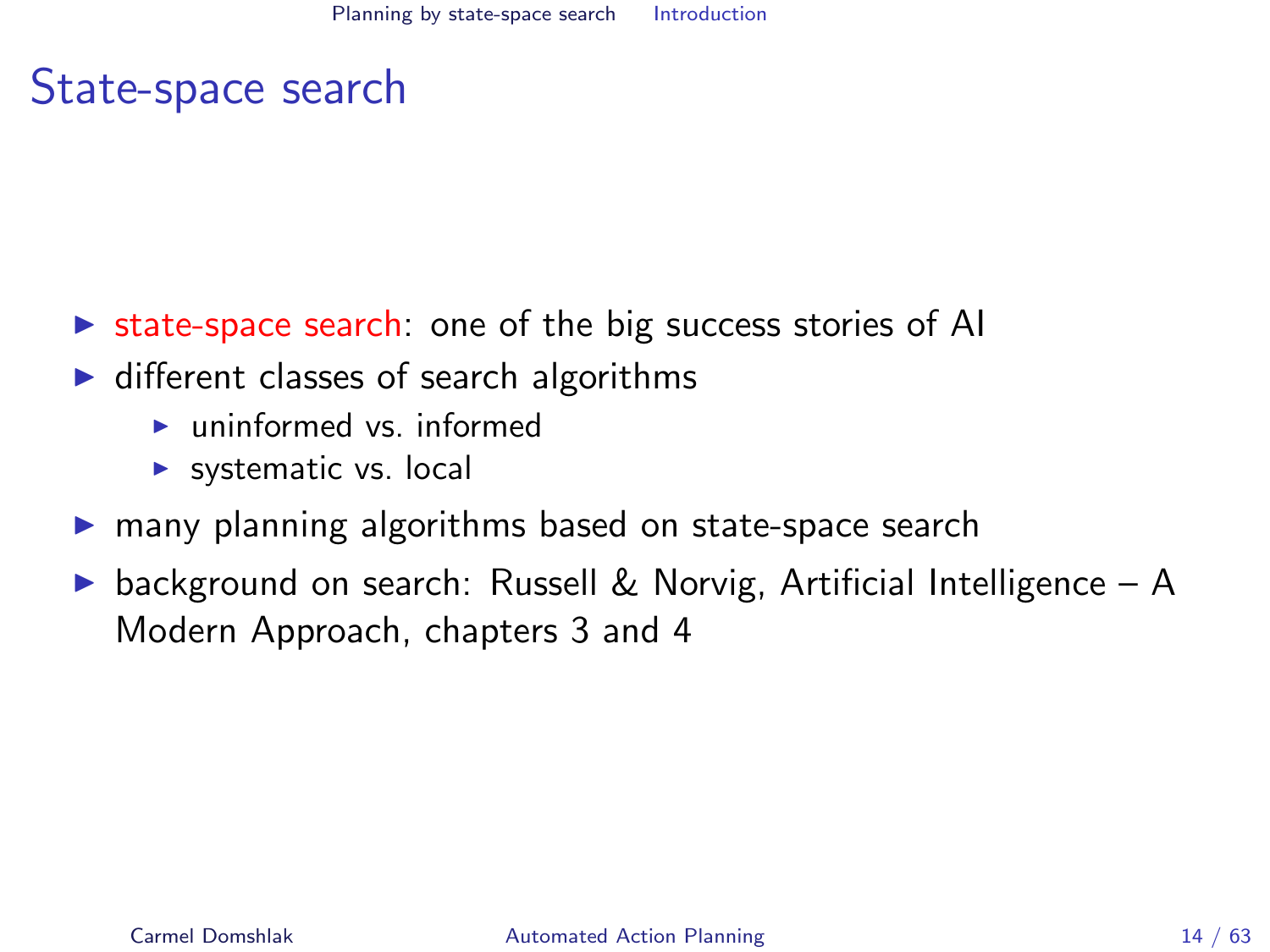# State-space search

- state-space search: one of the big success stories of AI
- different classes of search algorithms
  - uninformed vs. informed
  - systematic vs. local
- many planning algorithms based on state-space search
- background on search: Russell & Norvig, Artificial Intelligence – A Modern Approach, chapters 3 and 4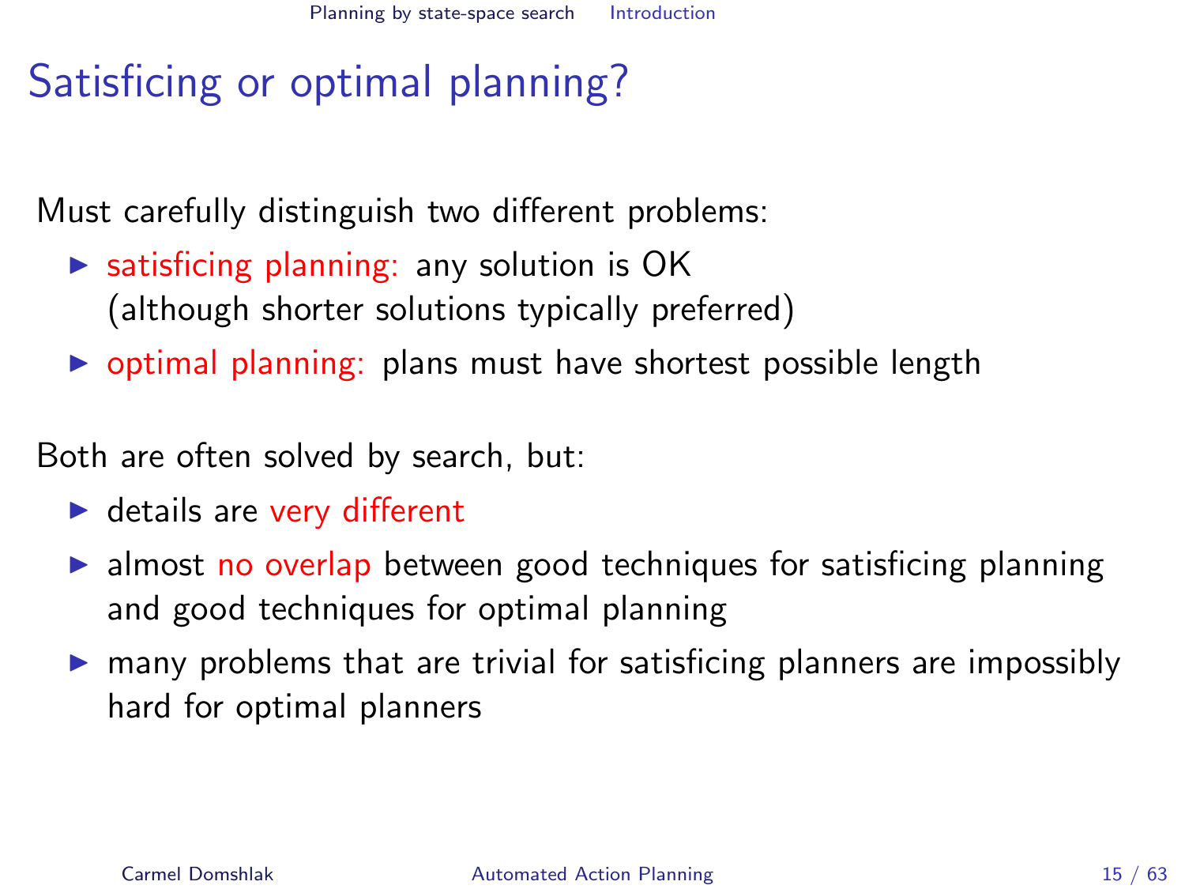# Satisficing or optimal planning?

Must carefully distinguish two different problems:

- satisficing planning: any solution is OK
  (although shorter solutions typically preferred)
- optimal planning: plans must have shortest possible length

Both are often solved by search, but:

- details are very different
- almost no overlap between good techniques for satisficing planning and good techniques for optimal planning
- many problems that are trivial for satisficing planners are impossibly hard for optimal planners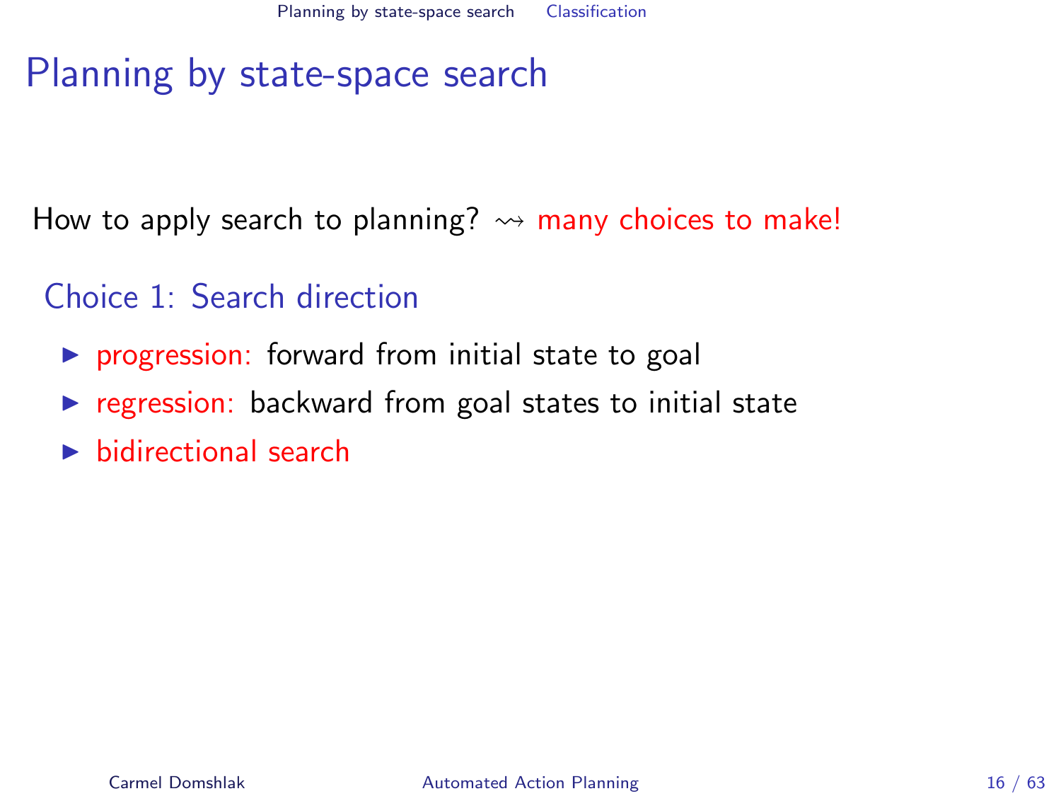# Planning by state-space search

How to apply search to planning? $\rightsquigarrow$ many choices to make!

## Choice 1: Search direction

- progression: forward from initial state to goal
- regression: backward from goal states to initial state
- bidirectional search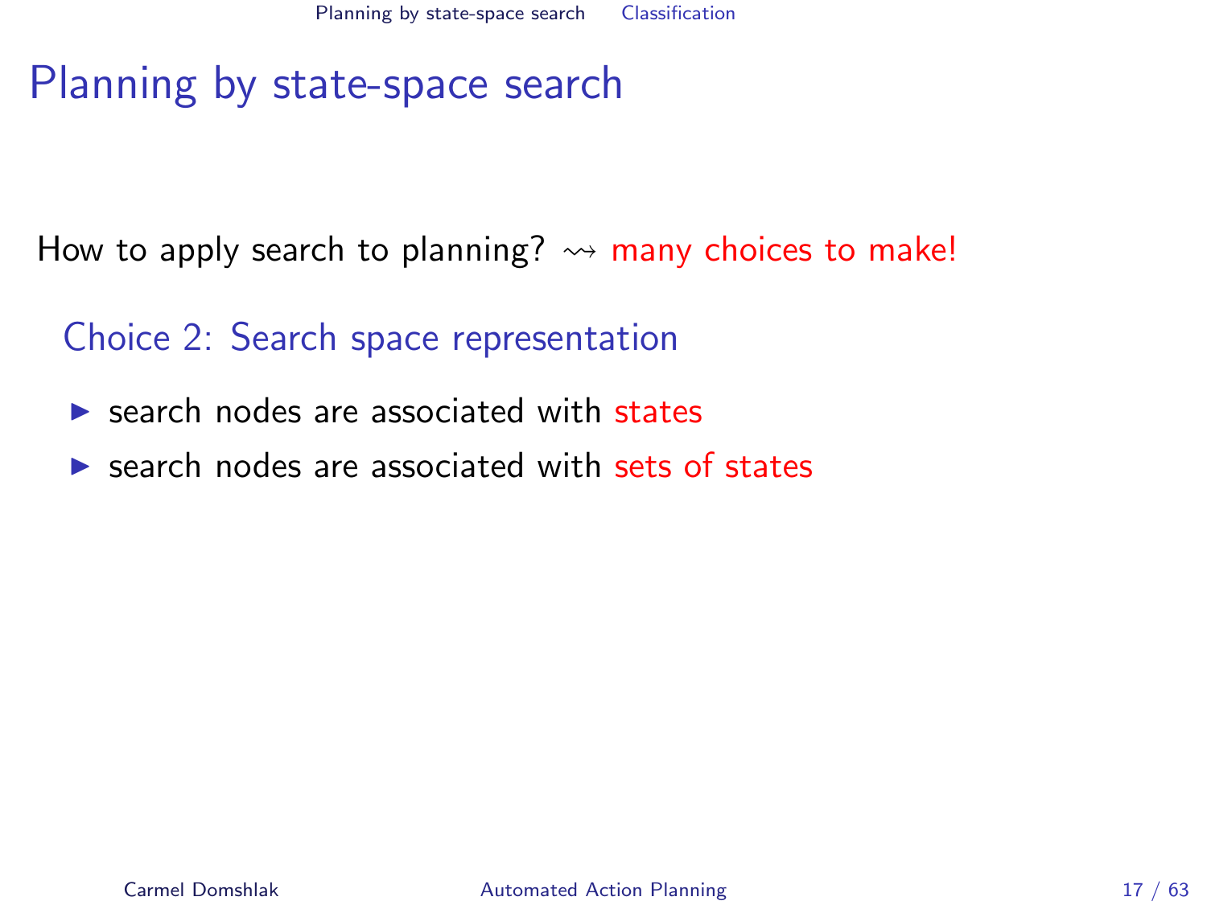# Planning by state-space search

How to apply search to planning? ⇝ many choices to make!

## Choice 2: Search space representation

- search nodes are associated with states
- search nodes are associated with sets of states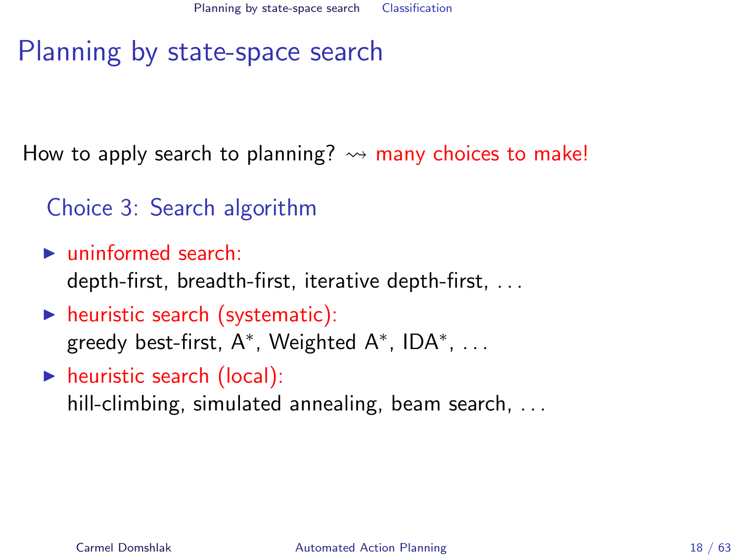# Planning by state-space search

How to apply search to planning? $\rightsquigarrow$ many choices to make!

## Choice 3: Search algorithm

- uninformed search:
  depth-first, breadth-first, iterative depth-first, . . .
- heuristic search (systematic):
  greedy best-first, A$^*$, Weighted A$^*$, IDA$^*$, . . .
- heuristic search (local):
  hill-climbing, simulated annealing, beam search, . . .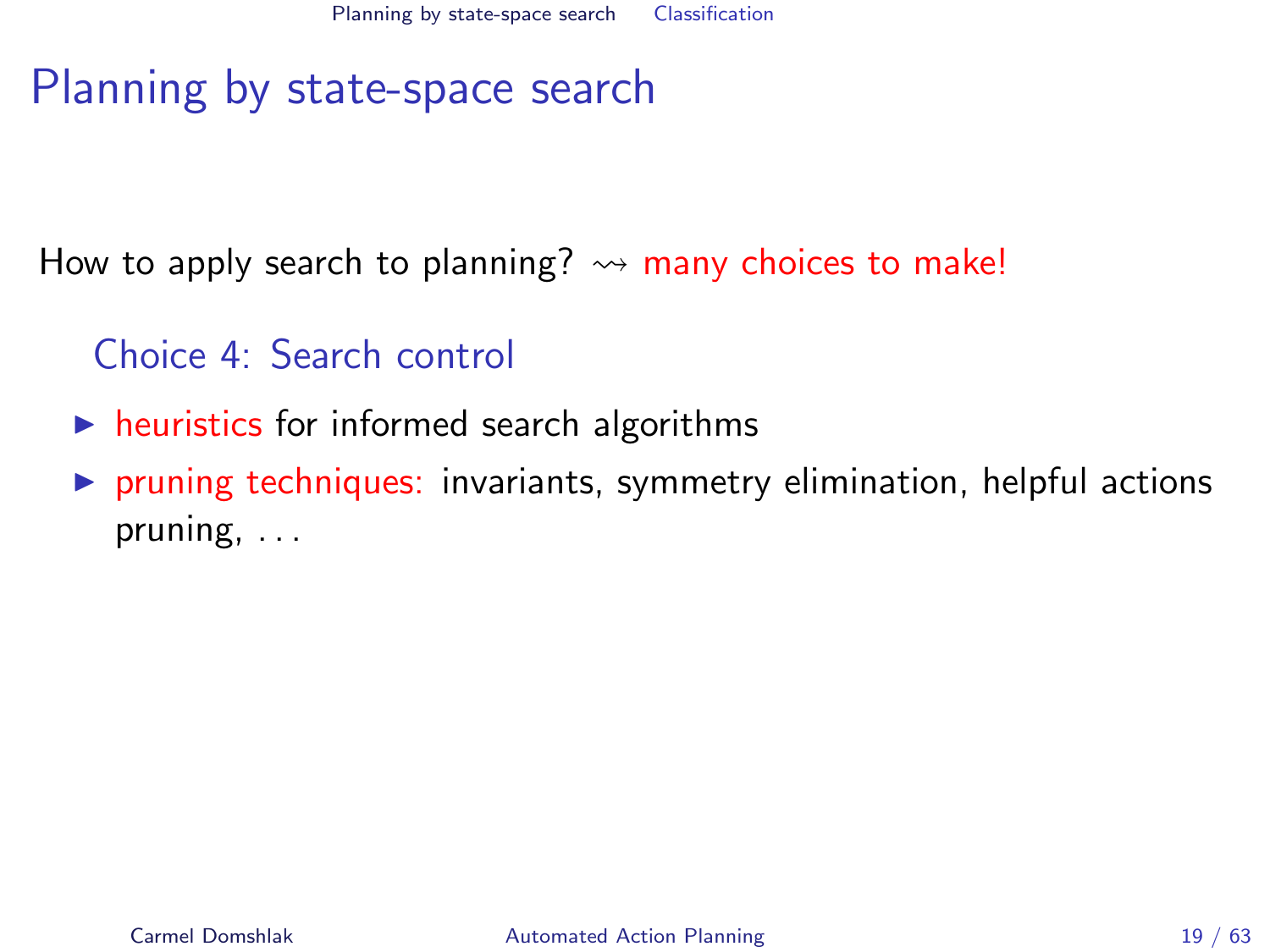# Planning by state-space search

How to apply search to planning? $\rightsquigarrow$ many choices to make!

## Choice 4: Search control

- heuristics for informed search algorithms
- pruning techniques: invariants, symmetry elimination, helpful actions pruning, . . .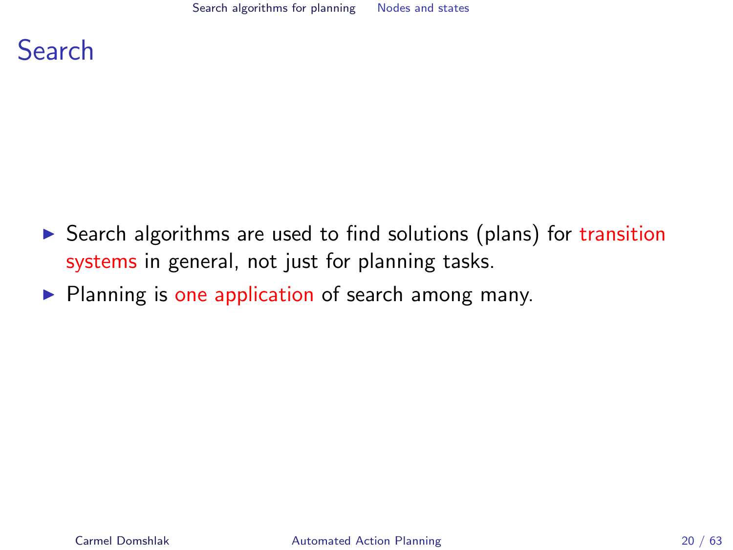# Search

- Search algorithms are used to find solutions (plans) for transition systems in general, not just for planning tasks.
- Planning is one application of search among many.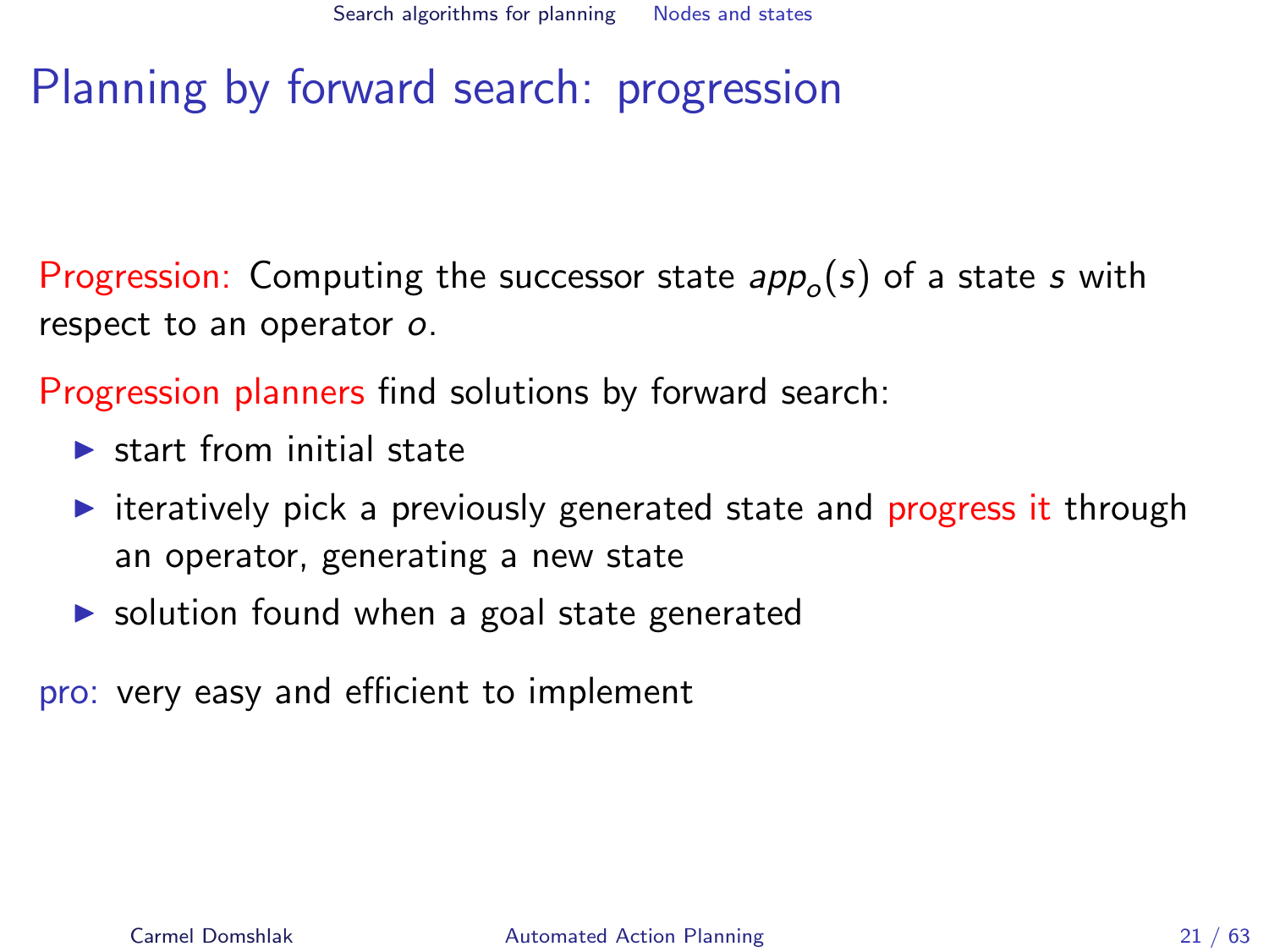# Planning by forward search: progression

Progression: Computing the successor state $app_o(s)$ of a state $s$ with respect to an operator $o$.

Progression planners find solutions by forward search:

- start from initial state
- iteratively pick a previously generated state and progress it through an operator, generating a new state
- solution found when a goal state generated

pro: very easy and efficient to implement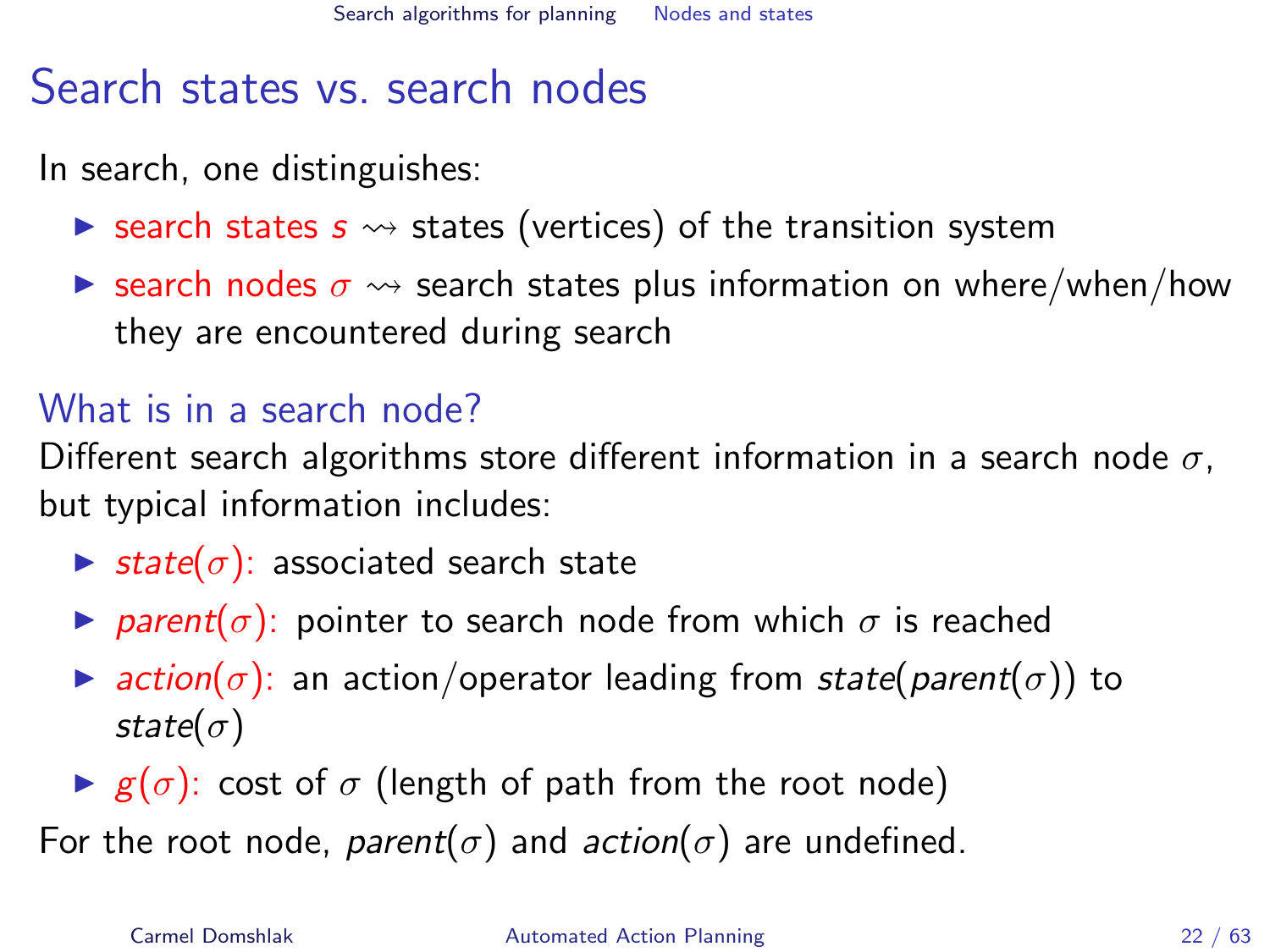# Search states vs. search nodes

In search, one distinguishes:

- search states $s$ $\rightsquigarrow$ states (vertices) of the transition system
- search nodes $\sigma$ $\rightsquigarrow$ search states plus information on where/when/how they are encountered during search

## What is in a search node?

Different search algorithms store different information in a search node $\sigma$, but typical information includes:

- $\mathit{state}(\sigma)$: associated search state
- $\mathit{parent}(\sigma)$: pointer to search node from which $\sigma$ is reached
- $\mathit{action}(\sigma)$: an action/operator leading from $\mathit{state}(\mathit{parent}(\sigma))$ to $\mathit{state}(\sigma)$
- $g(\sigma)$: cost of $\sigma$ (length of path from the root node)

For the root node, $\mathit{parent}(\sigma)$ and $\mathit{action}(\sigma)$ are undefined.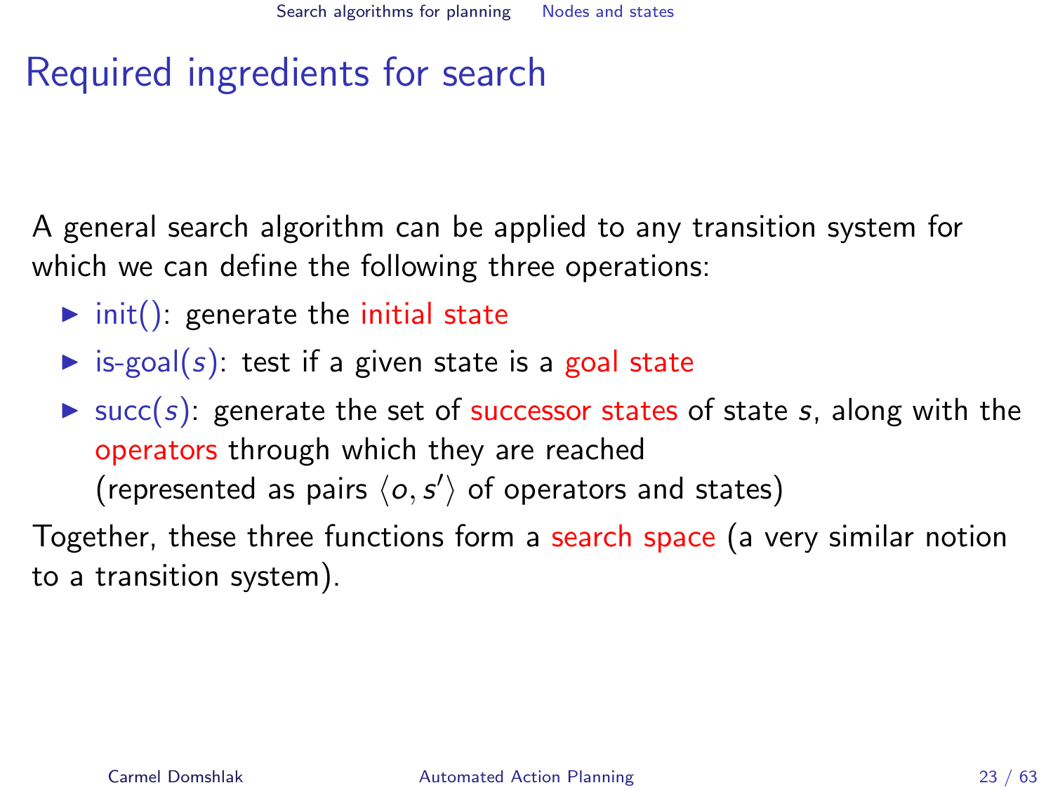# Required ingredients for search

A general search algorithm can be applied to any transition system for which we can define the following three operations:

- init(): generate the initial state
- is-goal($s$): test if a given state is a goal state
- succ($s$): generate the set of successor states of state $s$, along with the operators through which they are reached
  (represented as pairs $\langle o, s' \rangle$ of operators and states)

Together, these three functions form a search space (a very similar notion to a transition system).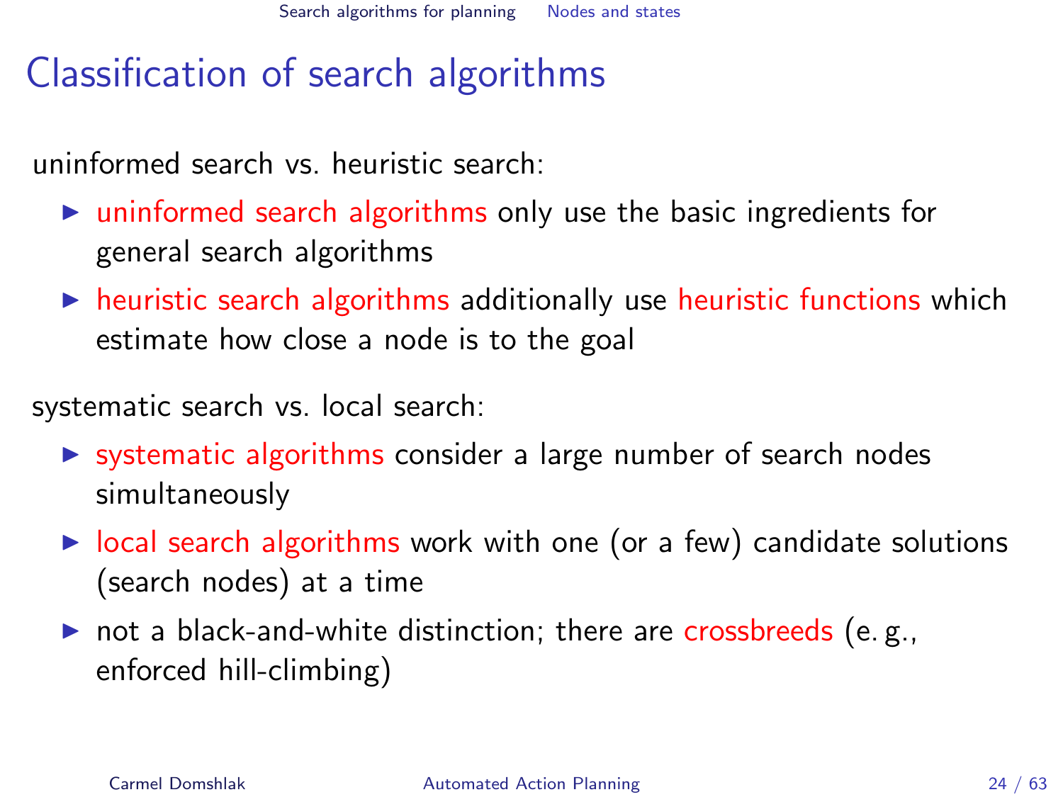# Classification of search algorithms

uninformed search vs. heuristic search:

- **uninformed search algorithms** only use the basic ingredients for general search algorithms
- **heuristic search algorithms** additionally use **heuristic functions** which estimate how close a node is to the goal

systematic search vs. local search:

- **systematic algorithms** consider a large number of search nodes simultaneously
- **local search algorithms** work with one (or a few) candidate solutions (search nodes) at a time
- not a black-and-white distinction; there are **crossbreeds** (e. g., enforced hill-climbing)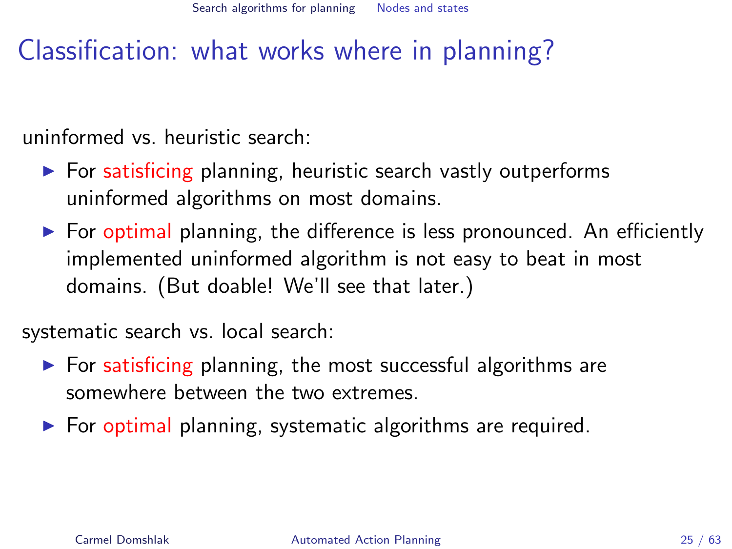# Classification: what works where in planning?

uninformed vs. heuristic search:

- For satisficing planning, heuristic search vastly outperforms uninformed algorithms on most domains.
- For optimal planning, the difference is less pronounced. An efficiently implemented uninformed algorithm is not easy to beat in most domains. (But doable! We'll see that later.)

systematic search vs. local search:

- For satisficing planning, the most successful algorithms are somewhere between the two extremes.
- For optimal planning, systematic algorithms are required.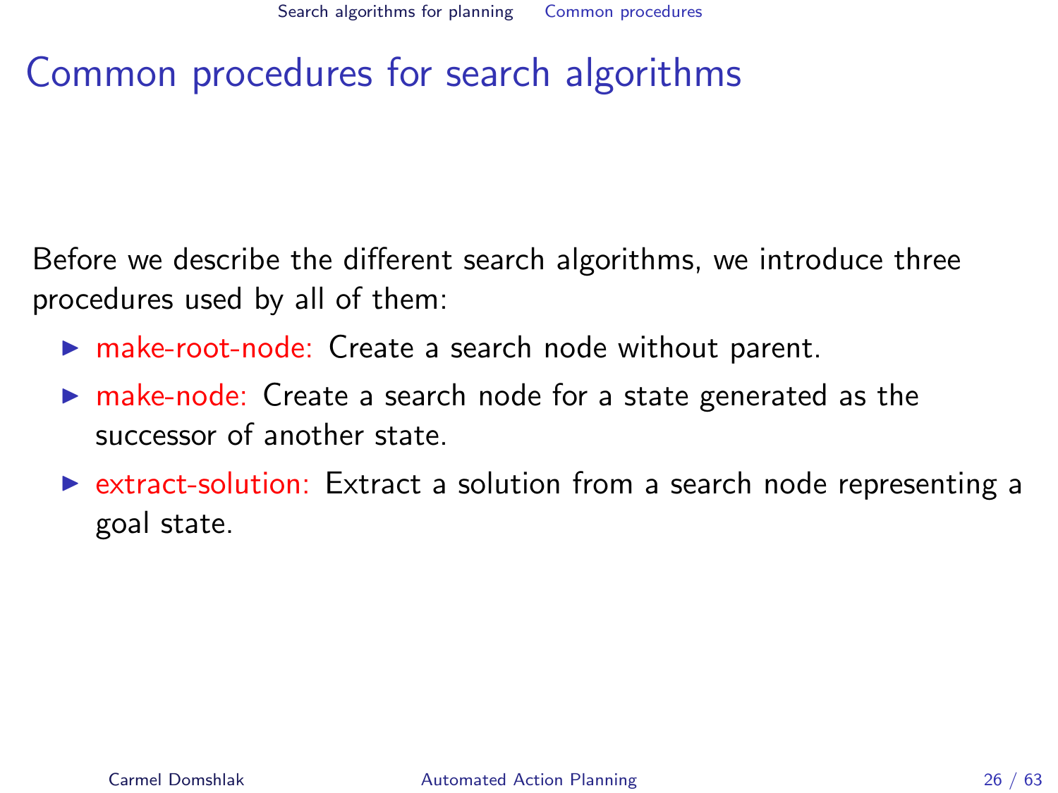# Common procedures for search algorithms

Before we describe the different search algorithms, we introduce three procedures used by all of them:

- make-root-node: Create a search node without parent.
- make-node: Create a search node for a state generated as the successor of another state.
- extract-solution: Extract a solution from a search node representing a goal state.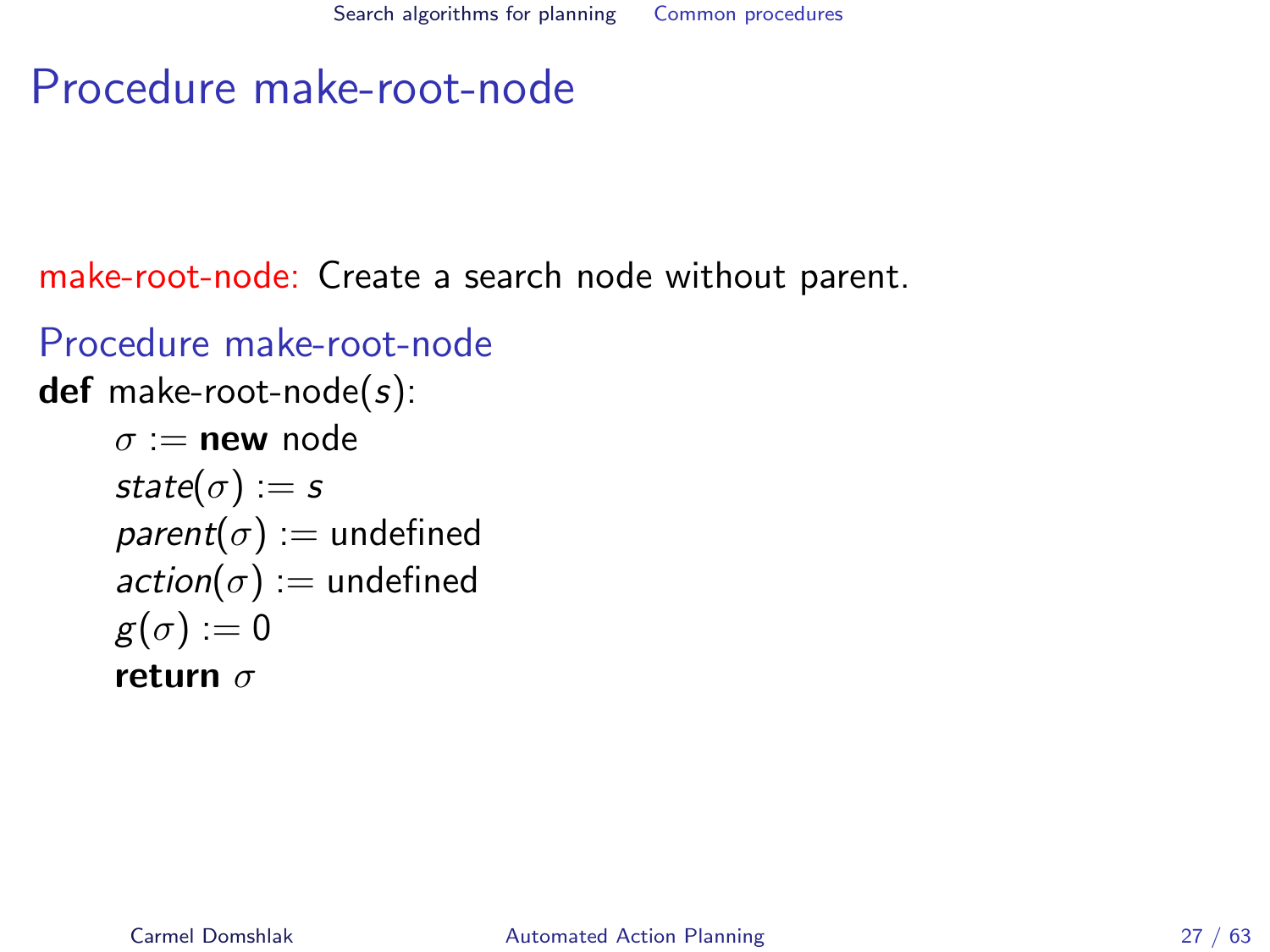# Procedure make-root-node

make-root-node: Create a search node without parent.

### Procedure make-root-node

**def** make-root-node($s$):

  $\sigma :=$ **new** node
  $state(\sigma) := s$
  $parent(\sigma) :=$ undefined
  $action(\sigma) :=$ undefined
  $g(\sigma) := 0$
  **return** $\sigma$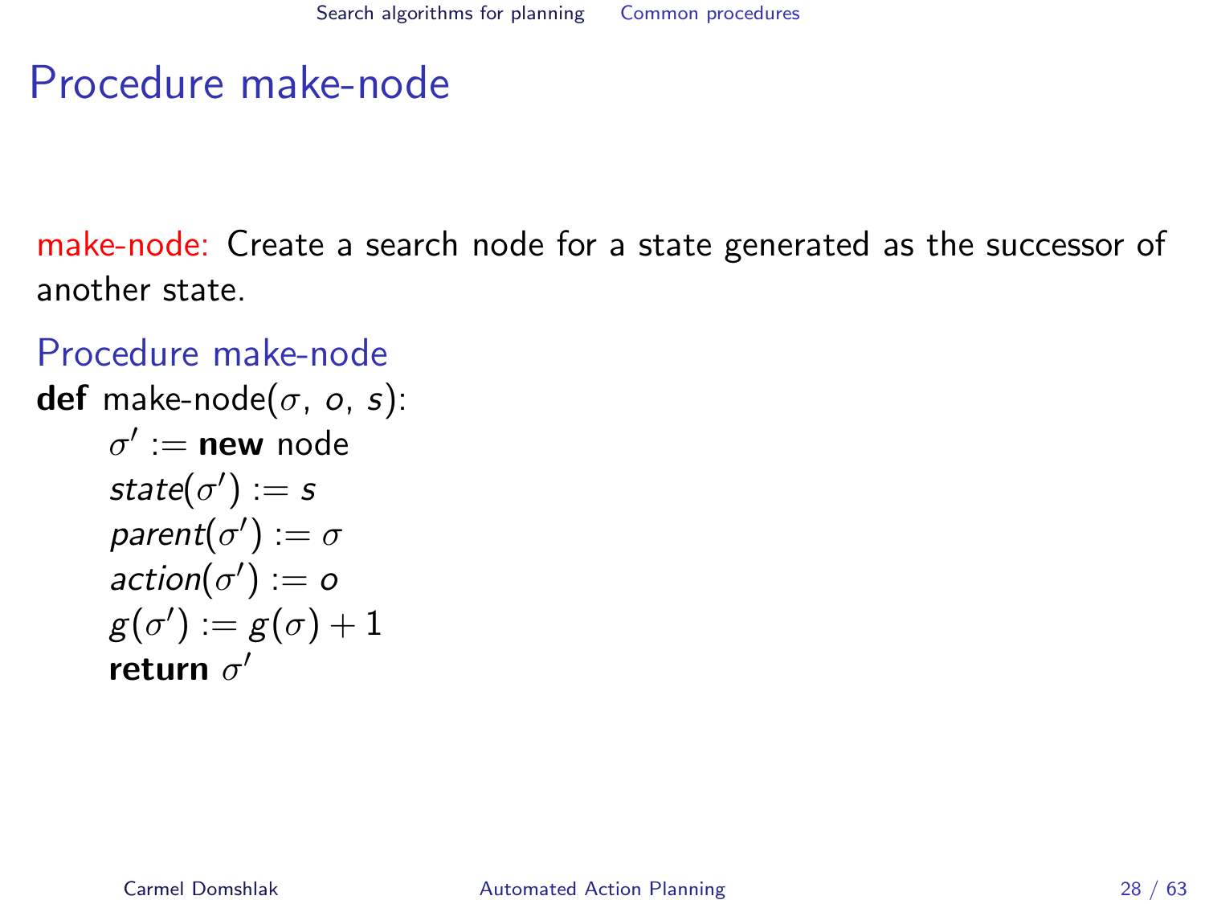# Procedure make-node

make-node: Create a search node for a state generated as the successor of another state.

### Procedure make-node

**def** make-node($\sigma$, $o$, $s$):
  $\sigma'$ := **new** node
  $state(\sigma') := s$
  $parent(\sigma') := \sigma$
  $action(\sigma') := o$
  $g(\sigma') := g(\sigma) + 1$
  **return** $\sigma'$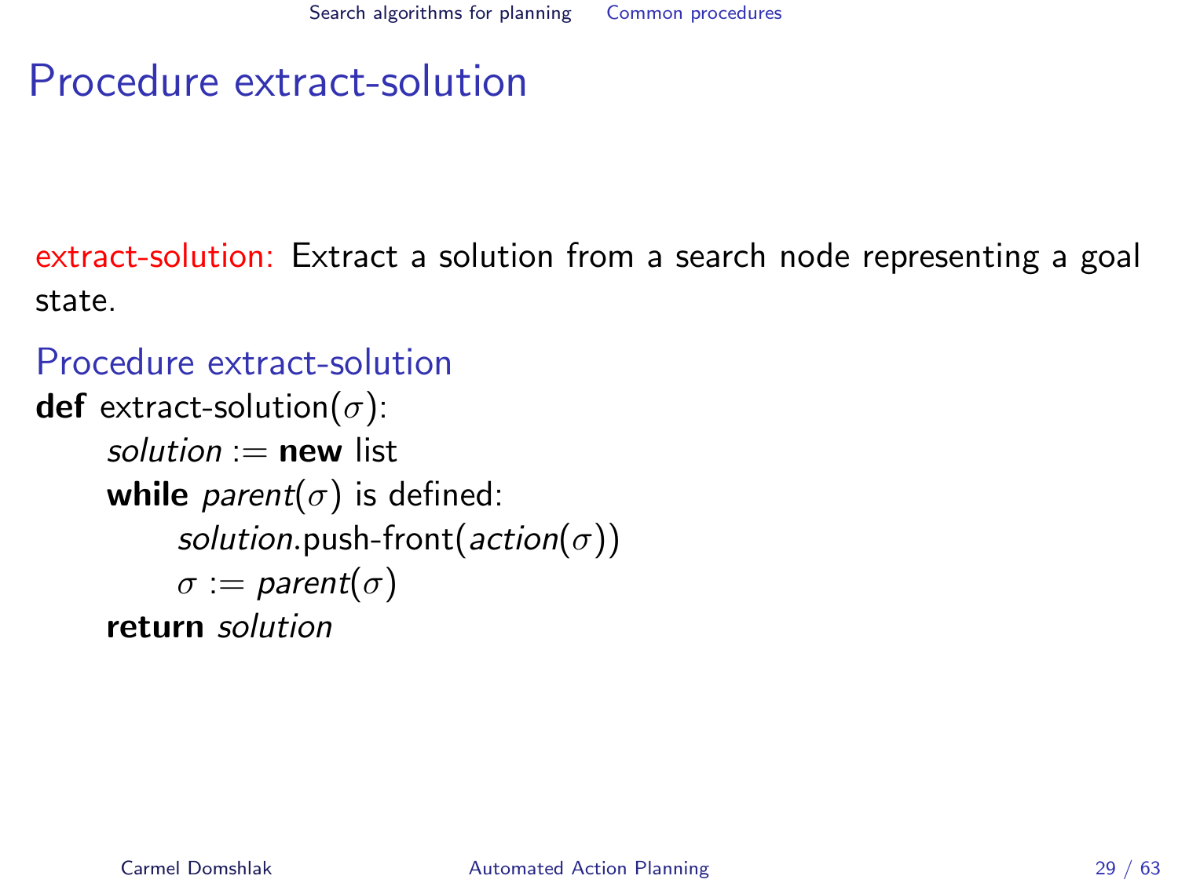# Procedure extract-solution

extract-solution: Extract a solution from a search node representing a goal state.

## Procedure extract-solution

```
def extract-solution(σ):
    solution := new list
    while parent(σ) is defined:
        solution.push-front(action(σ))
        σ := parent(σ)
    return solution
```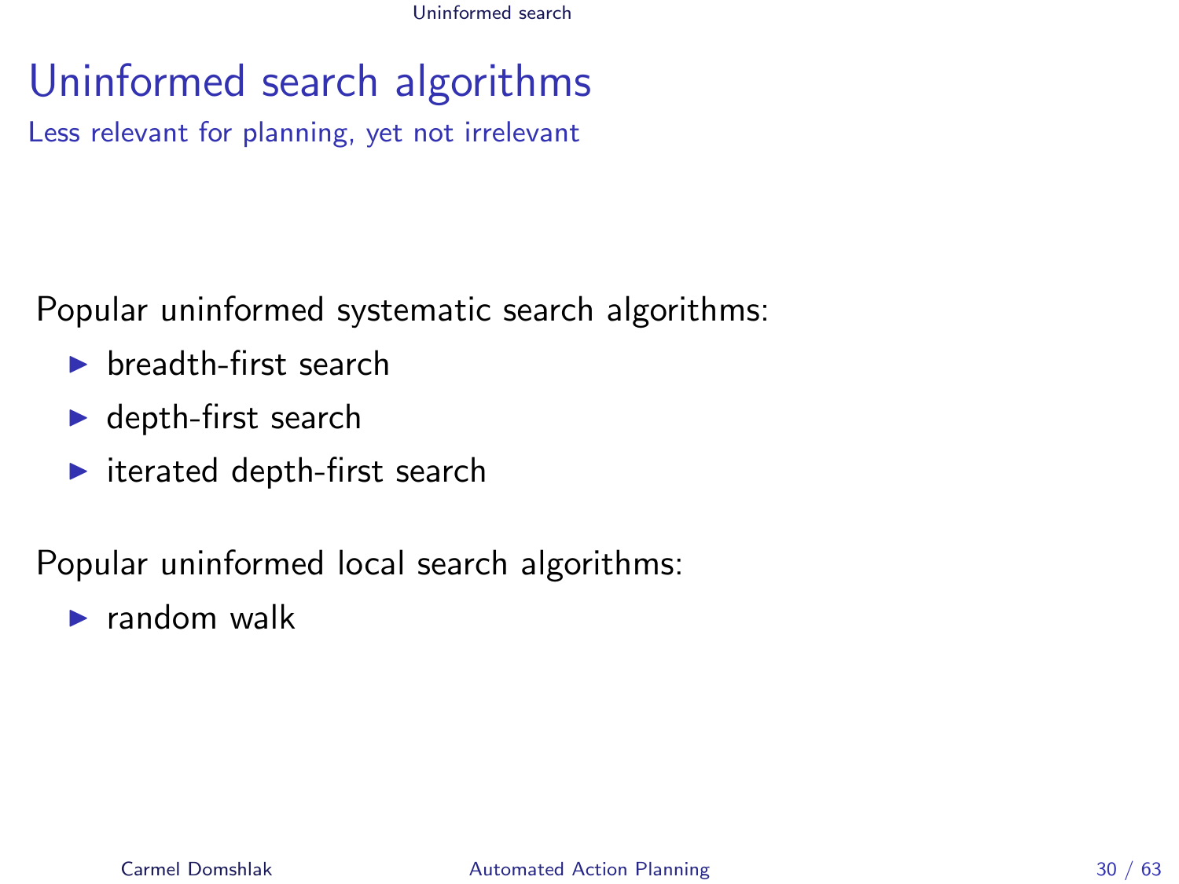# Uninformed search algorithms

Less relevant for planning, yet not irrelevant

Popular uninformed systematic search algorithms:

- breadth-first search
- depth-first search
- iterated depth-first search

Popular uninformed local search algorithms:

- random walk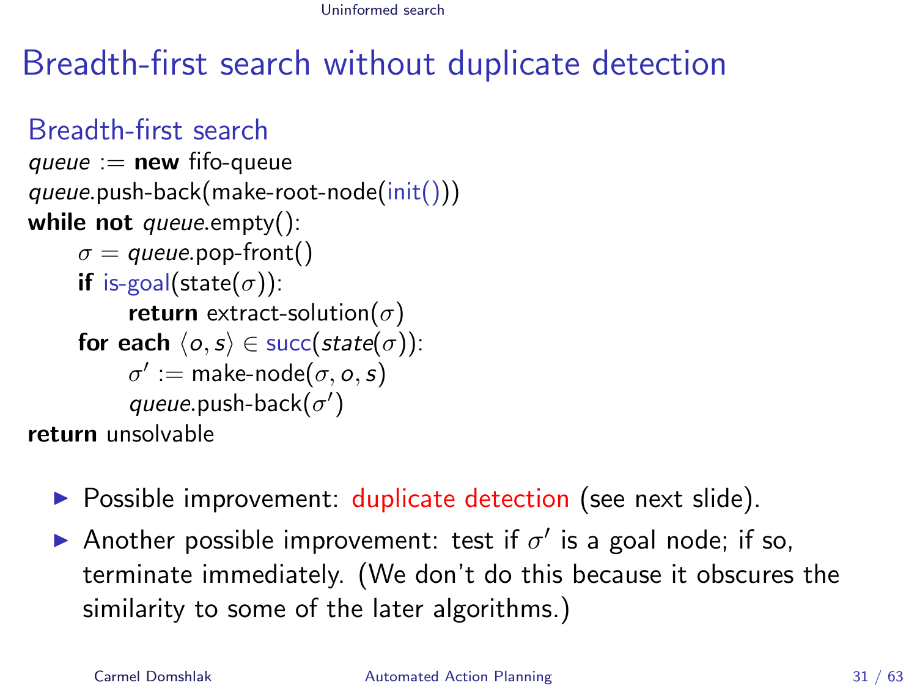# Breadth-first search without duplicate detection

## Breadth-first search

```
queue := new fifo-queue
queue.push-back(make-root-node(init()))
while not queue.empty():
    σ = queue.pop-front()
    if is-goal(state(σ)):
        return extract-solution(σ)
    for each ⟨o, s⟩ ∈ succ(state(σ)):
        σ' := make-node(σ, o, s)
        queue.push-back(σ')
return unsolvable
```

- Possible improvement: duplicate detection (see next slide).
- Another possible improvement: test if $\sigma'$ is a goal node; if so, terminate immediately. (We don't do this because it obscures the similarity to some of the later algorithms.)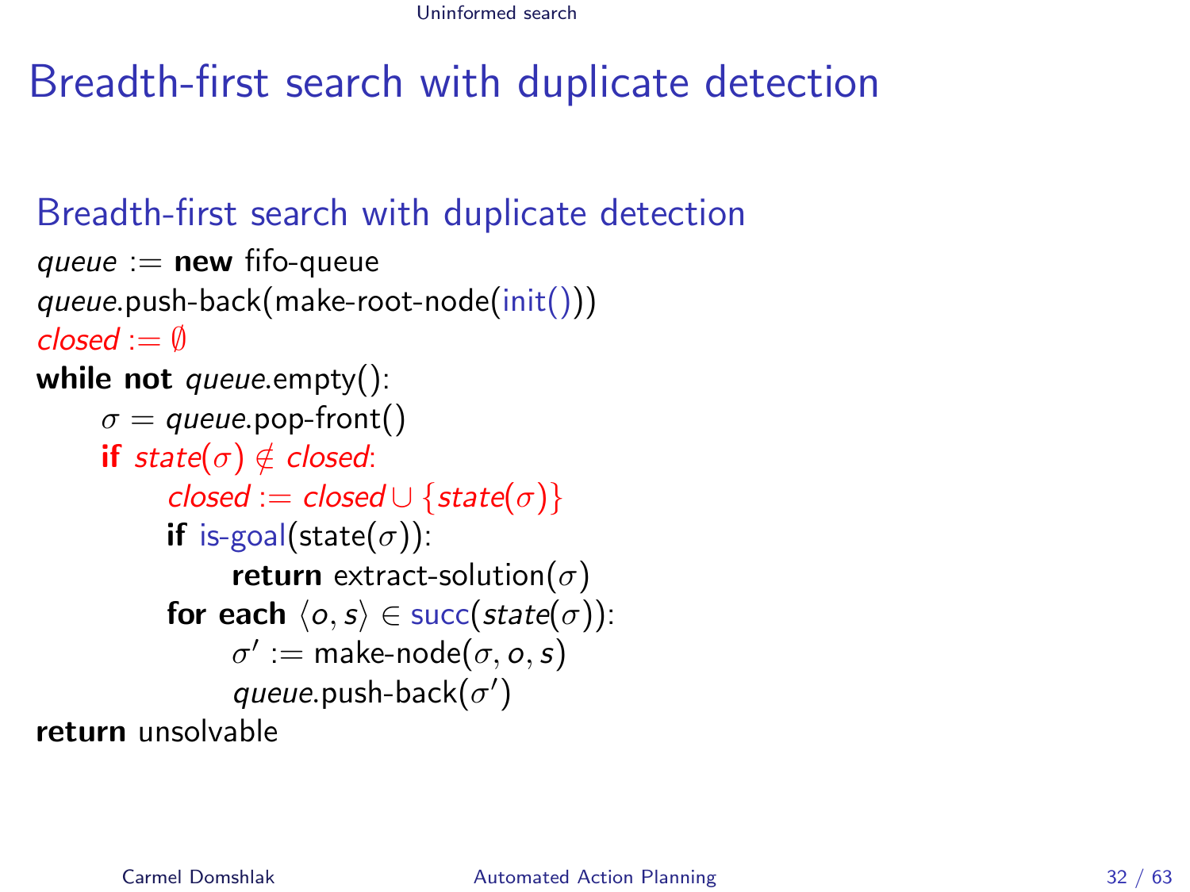# Breadth-first search with duplicate detection

## Breadth-first search with duplicate detection

```
queue := new fifo-queue
queue.push-back(make-root-node(init()))
closed := ∅
while not queue.empty():
    σ = queue.pop-front()
    if state(σ) ∉ closed:
        closed := closed ∪ {state(σ)}
        if is-goal(state(σ)):
            return extract-solution(σ)
        for each ⟨o, s⟩ ∈ succ(state(σ)):
            σ' := make-node(σ, o, s)
            queue.push-back(σ')
return unsolvable
```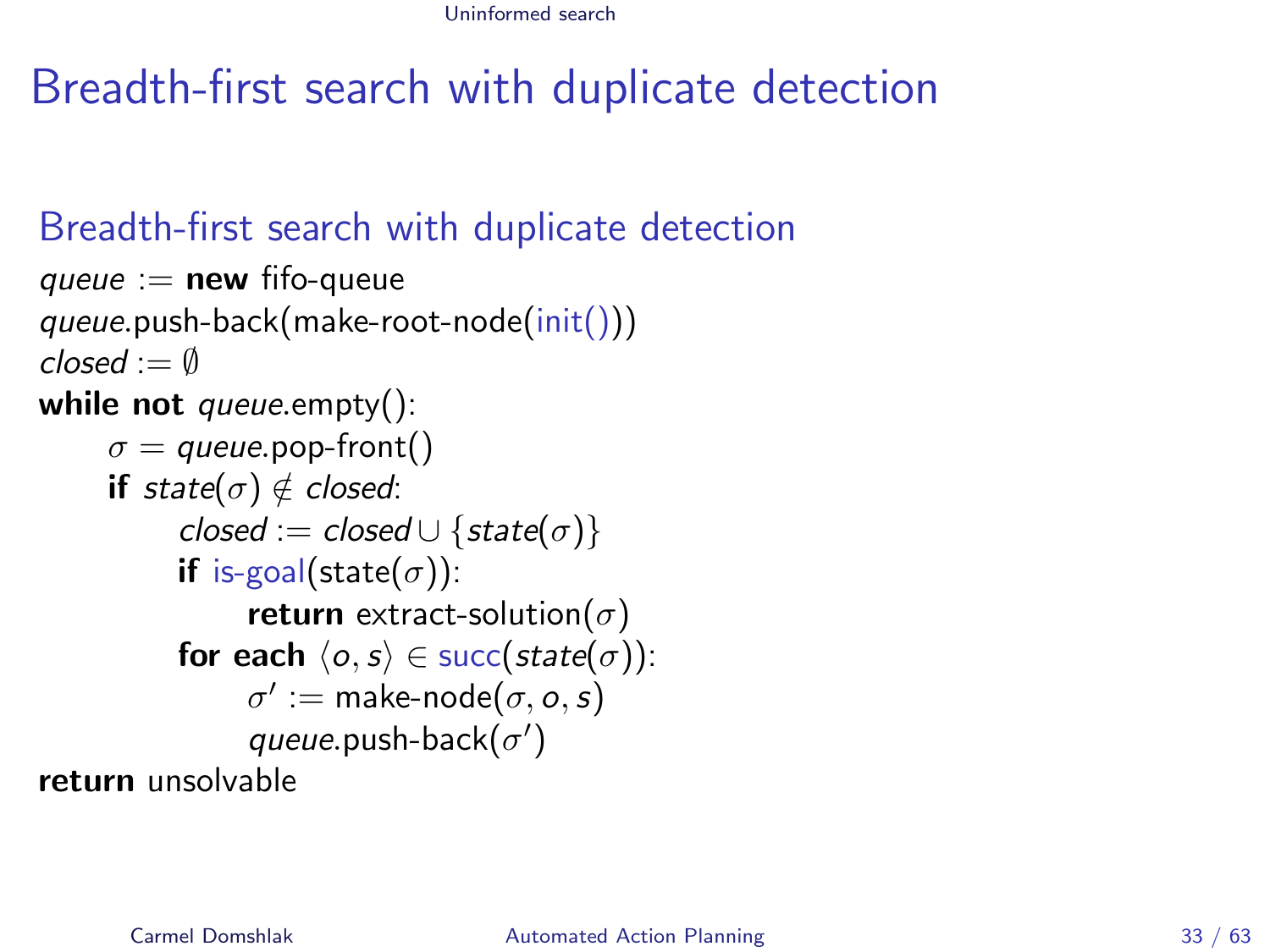# Breadth-first search with duplicate detection

## Breadth-first search with duplicate detection

```
queue := new fifo-queue
queue.push-back(make-root-node(init()))
closed := ∅
while not queue.empty():
    σ = queue.pop-front()
    if state(σ) ∉ closed:
        closed := closed ∪ {state(σ)}
        if is-goal(state(σ)):
            return extract-solution(σ)
        for each ⟨o, s⟩ ∈ succ(state(σ)):
            σ' := make-node(σ, o, s)
            queue.push-back(σ')
return unsolvable
```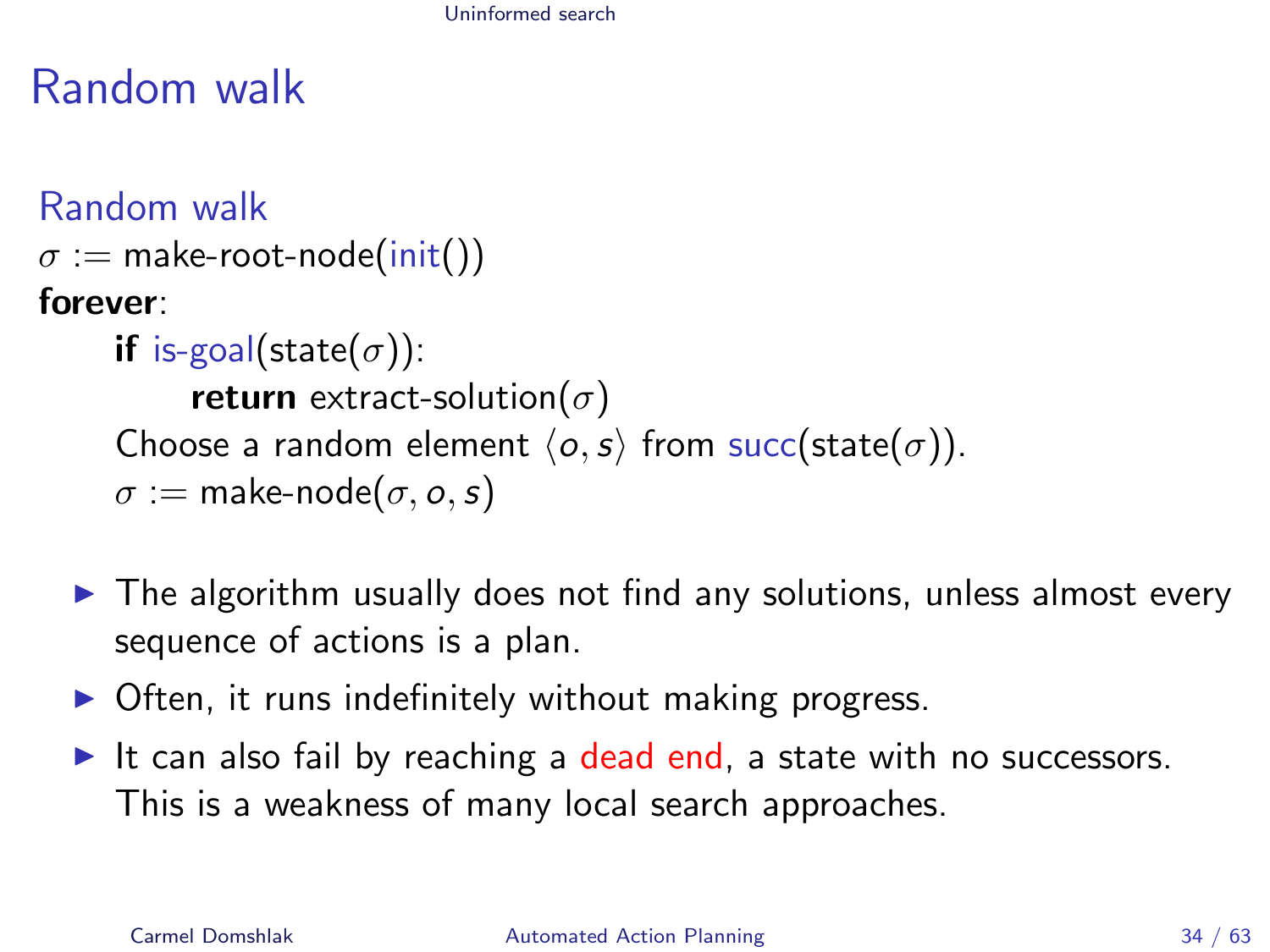# Random walk

**Random walk**

$\sigma :=$ make-root-node(init())
**forever**:
  **if** is-goal(state($\sigma$)):
    **return** extract-solution($\sigma$)
  Choose a random element $\langle o, s \rangle$ from succ(state($\sigma$)).
  $\sigma :=$ make-node($\sigma, o, s$)

- The algorithm usually does not find any solutions, unless almost every sequence of actions is a plan.
- Often, it runs indefinitely without making progress.
- It can also fail by reaching a dead end, a state with no successors. This is a weakness of many local search approaches.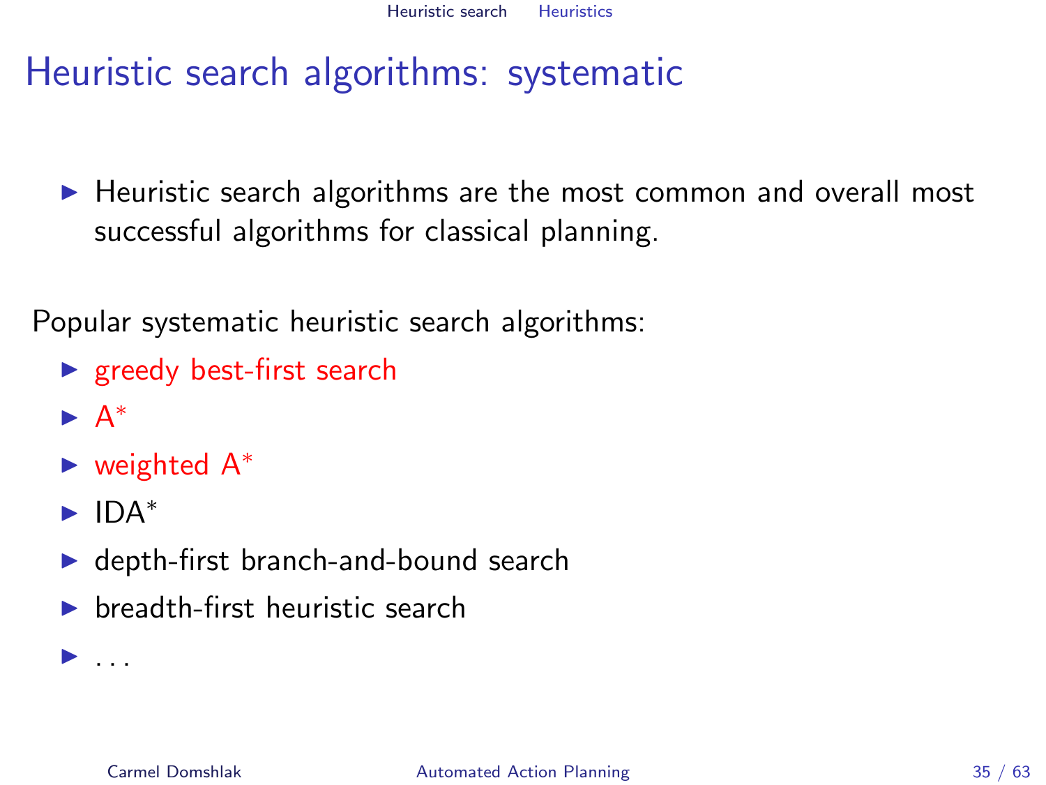# Heuristic search algorithms: systematic

- Heuristic search algorithms are the most common and overall most successful algorithms for classical planning.

Popular systematic heuristic search algorithms:

- greedy best-first search
- $A^*$
- weighted $A^*$
- $IDA^*$
- depth-first branch-and-bound search
- breadth-first heuristic search
- ...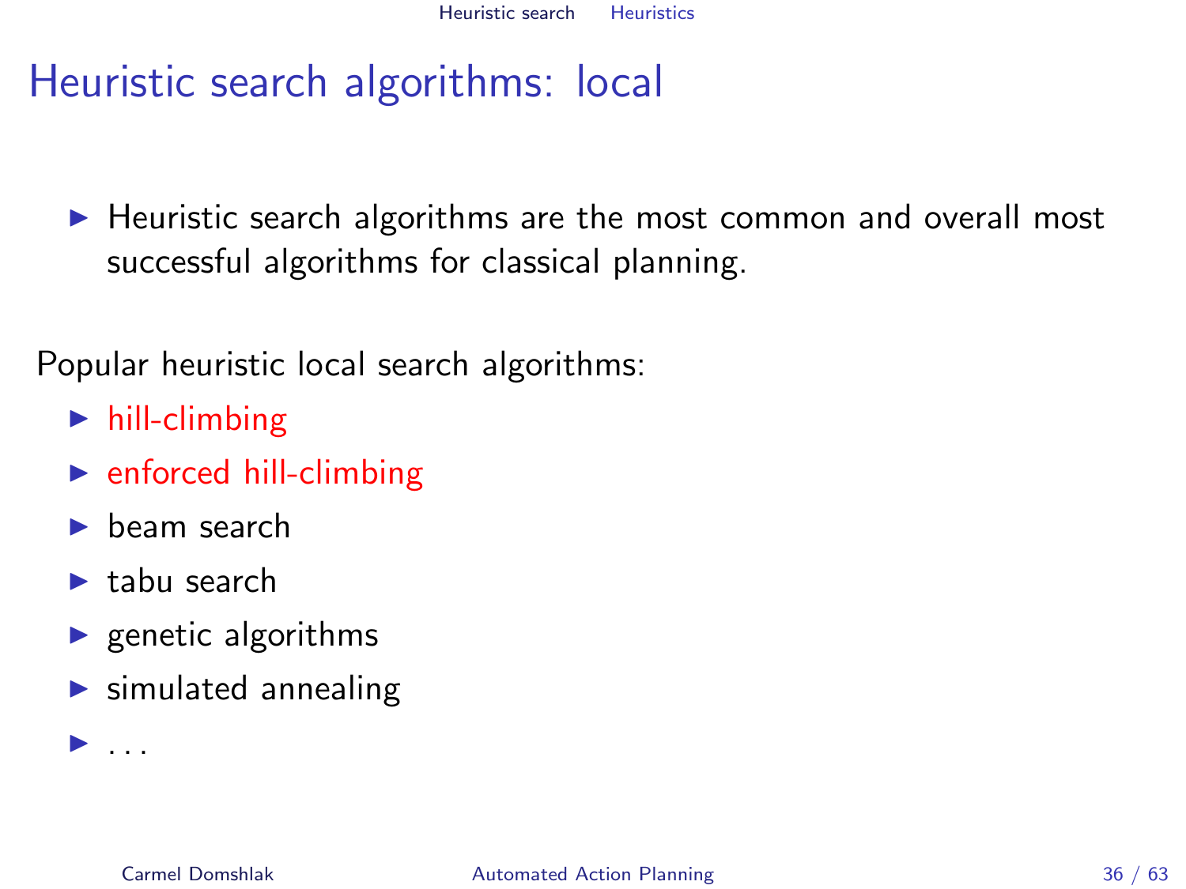# Heuristic search algorithms: local

- Heuristic search algorithms are the most common and overall most successful algorithms for classical planning.

Popular heuristic local search algorithms:

- hill-climbing
- enforced hill-climbing
- beam search
- tabu search
- genetic algorithms
- simulated annealing
- ...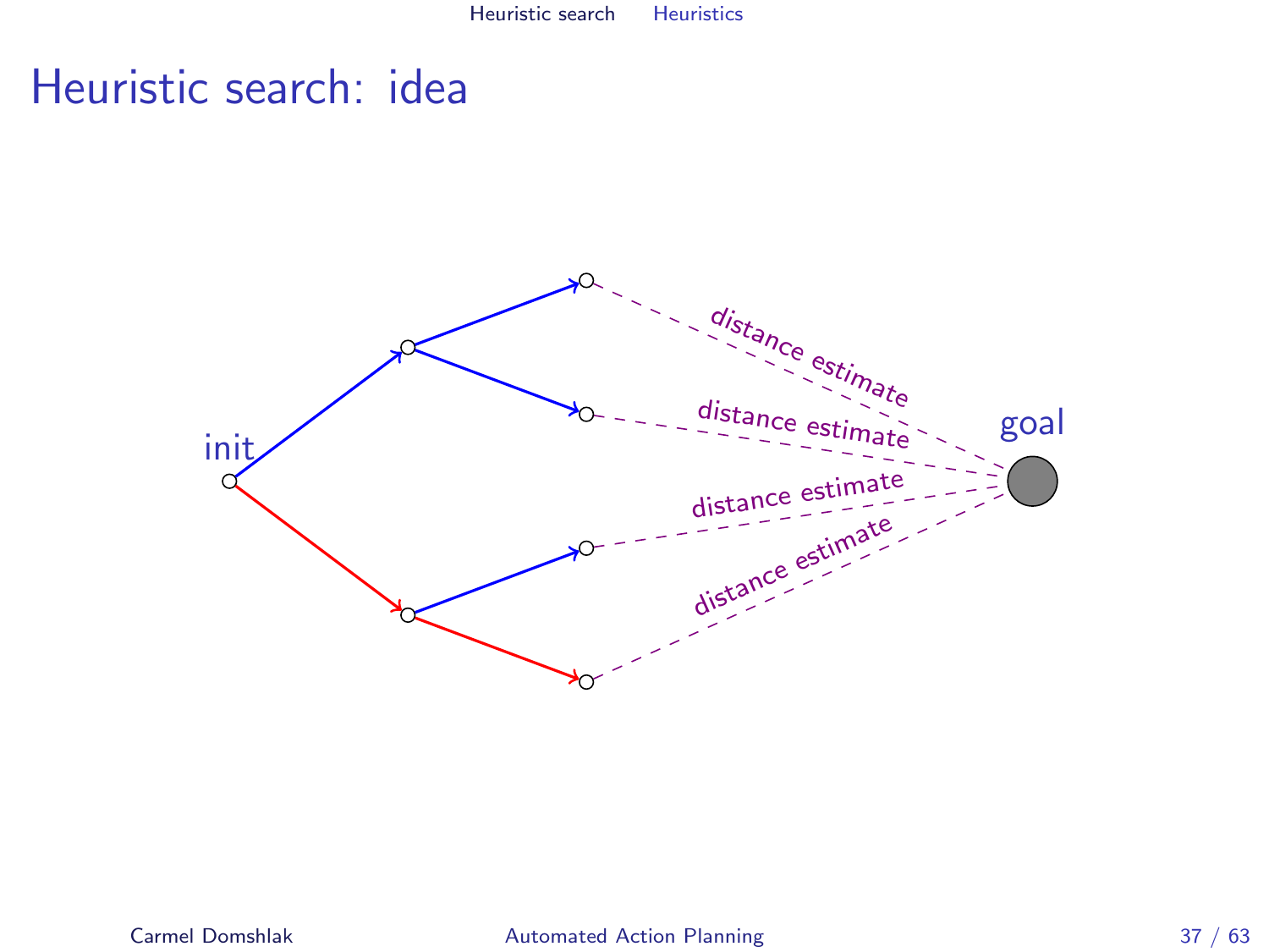# Heuristic search: idea

init

goal

distance estimate

distance estimate

distance estimate

distance estimate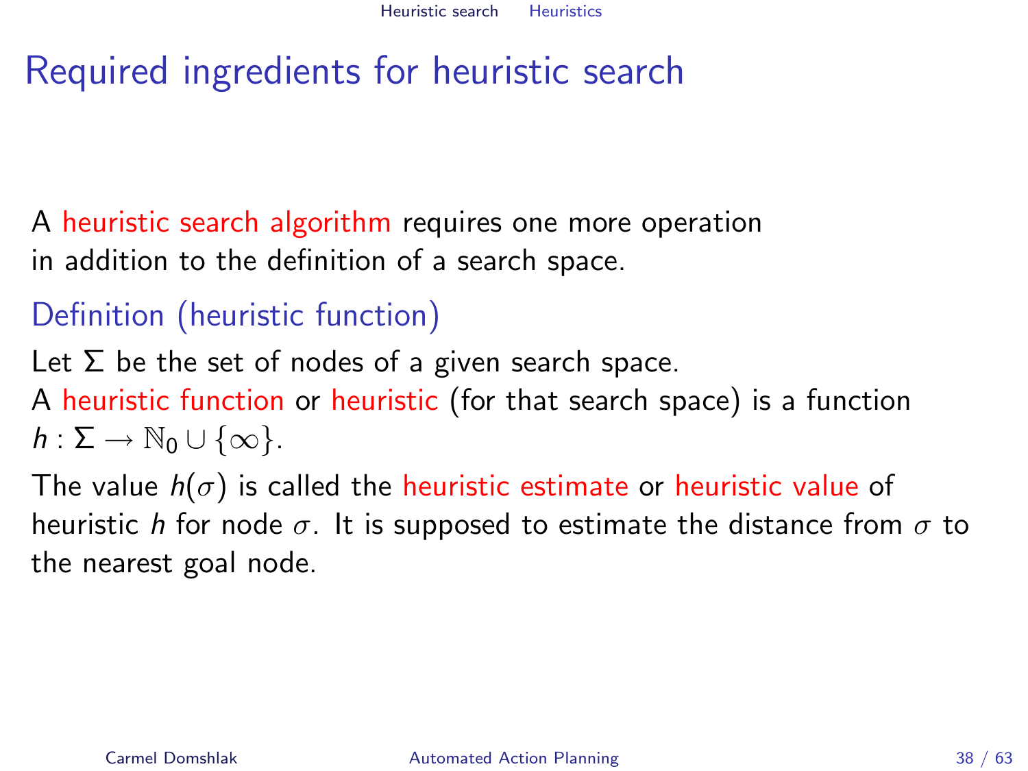# Required ingredients for heuristic search

A heuristic search algorithm requires one more operation in addition to the definition of a search space.

### Definition (heuristic function)

Let $\Sigma$ be the set of nodes of a given search space.
A heuristic function or heuristic (for that search space) is a function $h : \Sigma \rightarrow \mathbb{N}_0 \cup \{\infty\}$.

The value $h(\sigma)$ is called the heuristic estimate or heuristic value of heuristic $h$ for node $\sigma$. It is supposed to estimate the distance from $\sigma$ to the nearest goal node.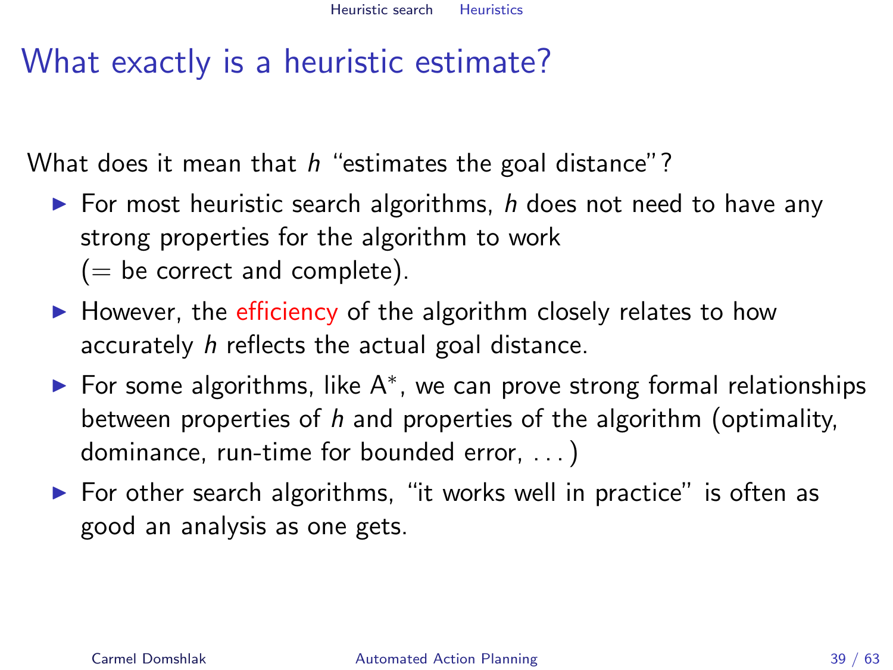# What exactly is a heuristic estimate?

What does it mean that $h$ "estimates the goal distance"?

- For most heuristic search algorithms, $h$ does not need to have any strong properties for the algorithm to work (= be correct and complete).
- However, the efficiency of the algorithm closely relates to how accurately $h$ reflects the actual goal distance.
- For some algorithms, like $A^*$, we can prove strong formal relationships between properties of $h$ and properties of the algorithm (optimality, dominance, run-time for bounded error, ...)
- For other search algorithms, "it works well in practice" is often as good an analysis as one gets.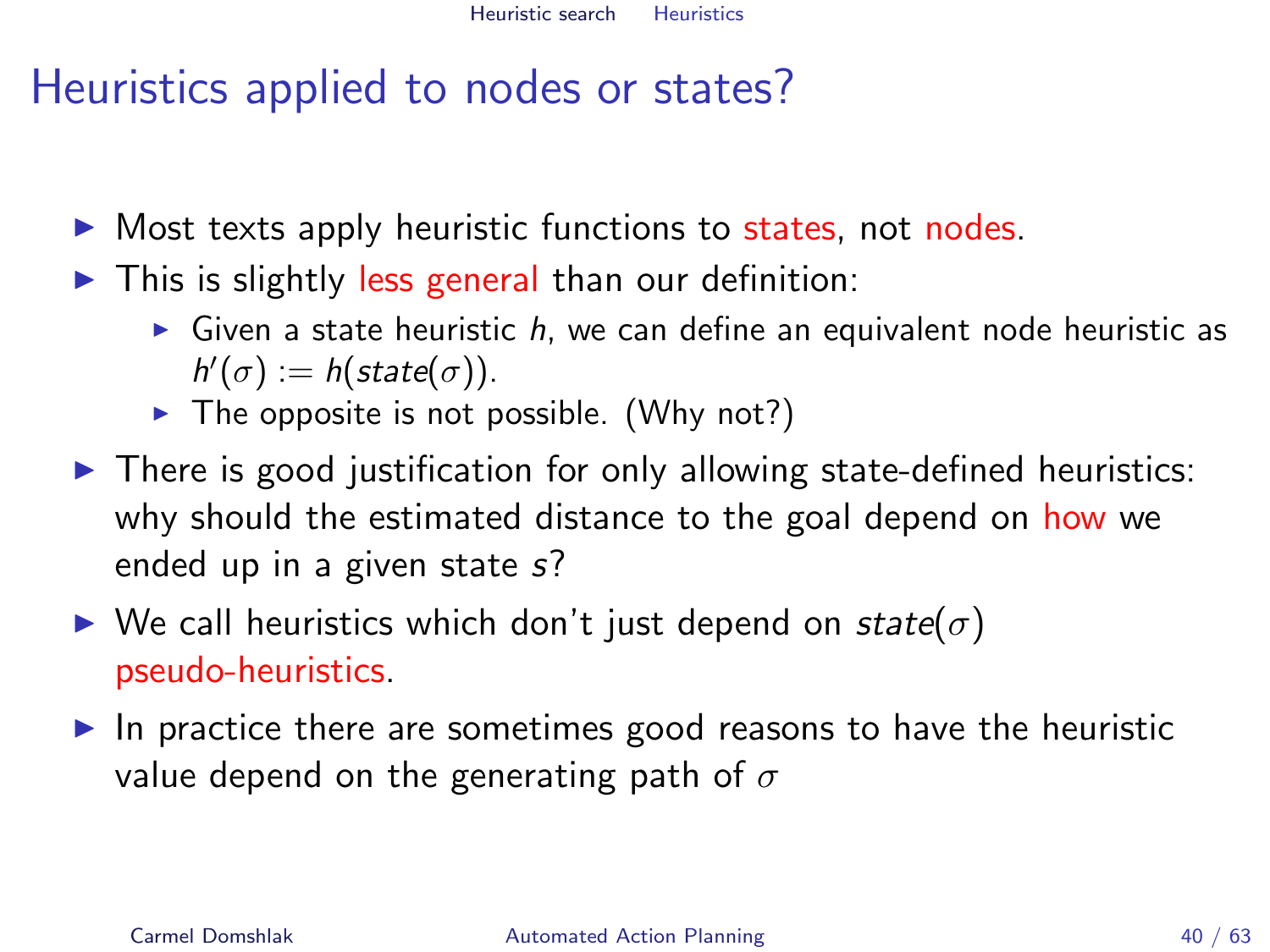# Heuristics applied to nodes or states?

- Most texts apply heuristic functions to states, not nodes.
- This is slightly less general than our definition:
  - Given a state heuristic $h$, we can define an equivalent node heuristic as $h'(\sigma) := h(state(\sigma))$.
  - The opposite is not possible. (Why not?)
- There is good justification for only allowing state-defined heuristics: why should the estimated distance to the goal depend on how we ended up in a given state $s$?
- We call heuristics which don't just depend on $state(\sigma)$ pseudo-heuristics.
- In practice there are sometimes good reasons to have the heuristic value depend on the generating path of $\sigma$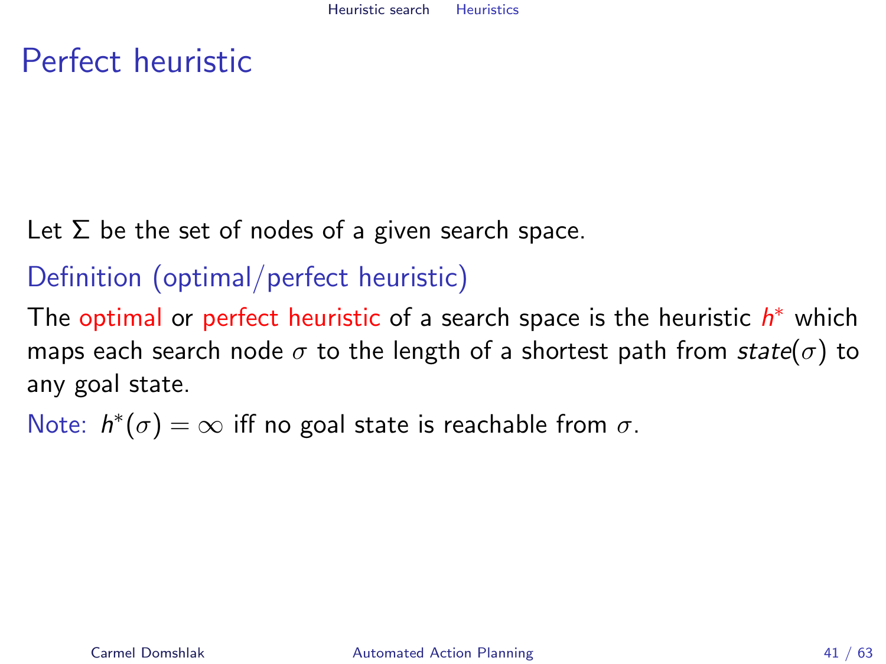# Perfect heuristic

Let $\Sigma$ be the set of nodes of a given search space.

## Definition (optimal/perfect heuristic)

The optimal or perfect heuristic of a search space is the heuristic $h^*$ which maps each search node $\sigma$ to the length of a shortest path from $state(\sigma)$ to any goal state.

Note: $h^*(\sigma) = \infty$ iff no goal state is reachable from $\sigma$.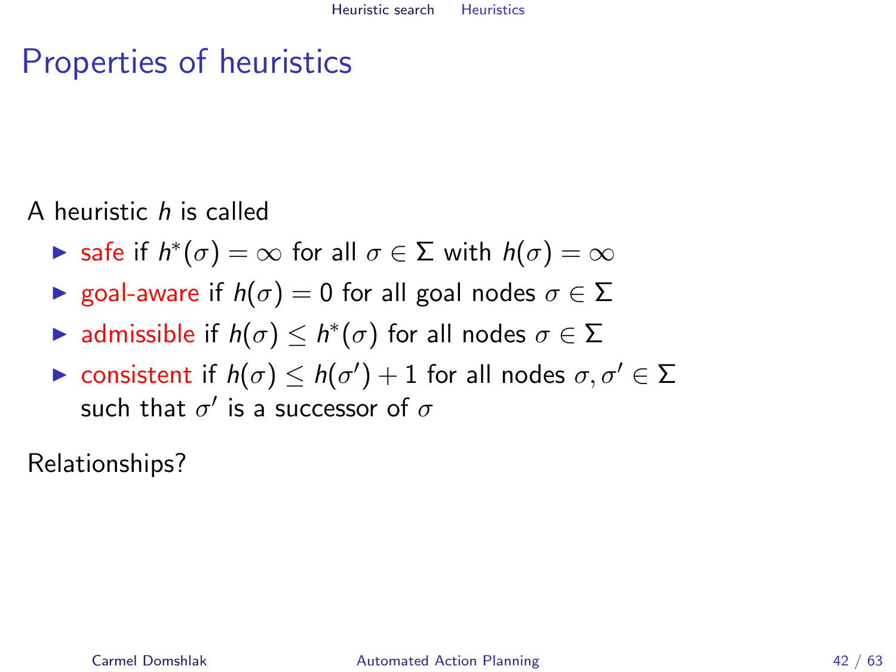# Properties of heuristics

A heuristic $h$ is called

- safe if $h^*(\sigma) = \infty$ for all $\sigma \in \Sigma$ with $h(\sigma) = \infty$
- goal-aware if $h(\sigma) = 0$ for all goal nodes $\sigma \in \Sigma$
- admissible if $h(\sigma) \leq h^*(\sigma)$ for all nodes $\sigma \in \Sigma$
- consistent if $h(\sigma) \leq h(\sigma') + 1$ for all nodes $\sigma, \sigma' \in \Sigma$ such that $\sigma'$ is a successor of $\sigma$

Relationships?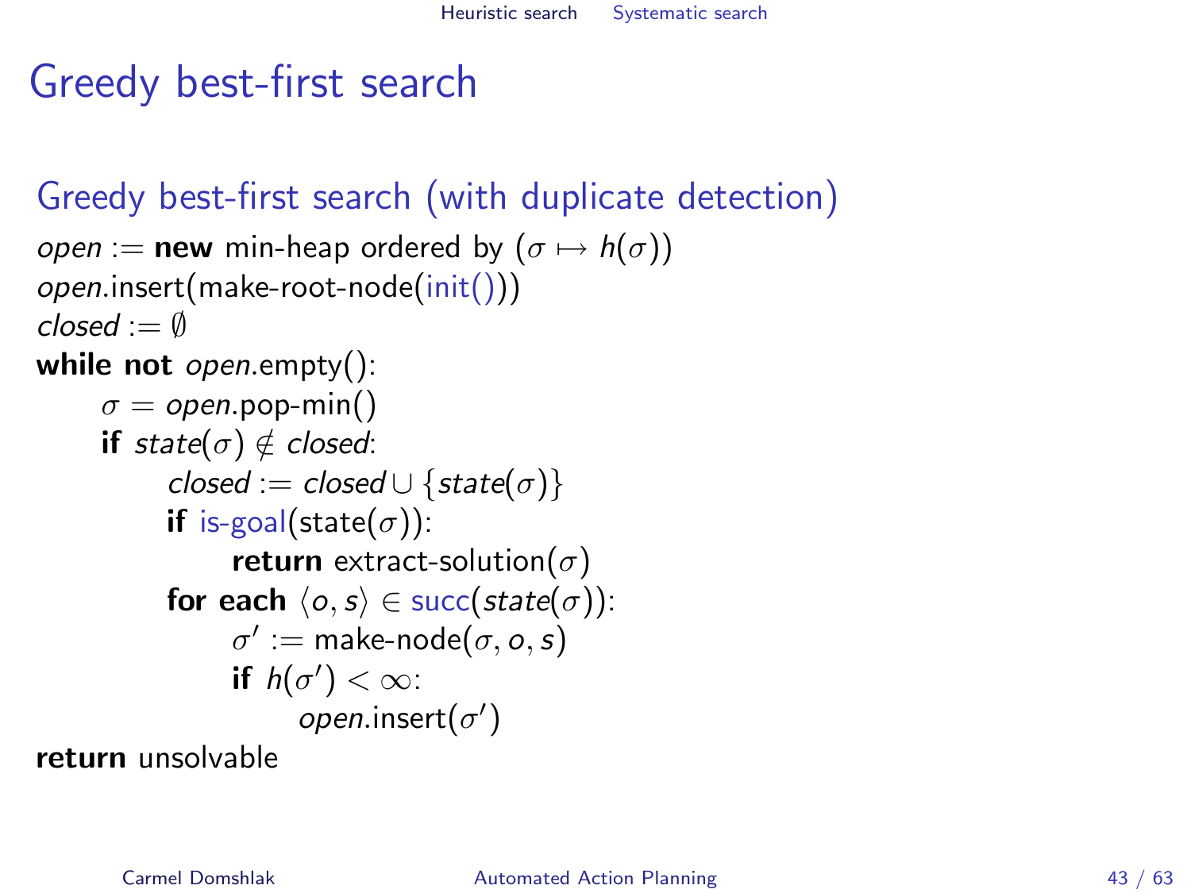# Greedy best-first search

## Greedy best-first search (with duplicate detection)

```
open := new min-heap ordered by (σ ↦ h(σ))
open.insert(make-root-node(init()))
closed := ∅
while not open.empty():
    σ = open.pop-min()
    if state(σ) ∉ closed:
        closed := closed ∪ {state(σ)}
        if is-goal(state(σ)):
            return extract-solution(σ)
        for each ⟨o, s⟩ ∈ succ(state(σ)):
            σ' := make-node(σ, o, s)
            if h(σ') < ∞:
                open.insert(σ')
return unsolvable
```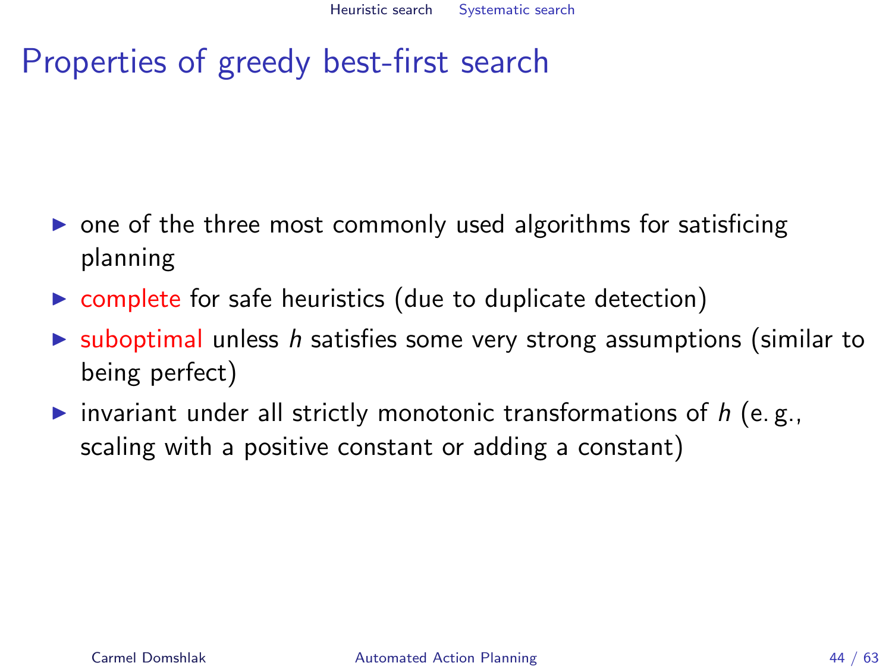# Properties of greedy best-first search

- one of the three most commonly used algorithms for satisficing planning
- complete for safe heuristics (due to duplicate detection)
- suboptimal unless $h$ satisfies some very strong assumptions (similar to being perfect)
- invariant under all strictly monotonic transformations of $h$ (e. g., scaling with a positive constant or adding a constant)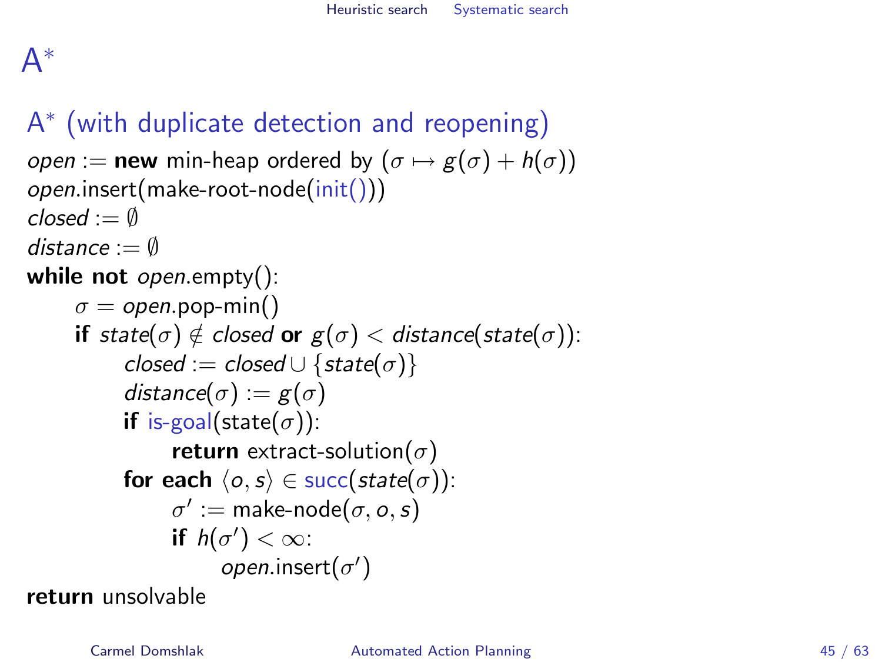# A*

## A* (with duplicate detection and reopening)

$open$ := **new** min-heap ordered by $(\sigma \mapsto g(\sigma) + h(\sigma))$
$open$.insert(make-root-node(init()))
$closed := \emptyset$
$distance := \emptyset$
**while not** $open$.empty():
  $\sigma = open$.pop-min()
  **if** $state(\sigma) \notin closed$ **or** $g(\sigma) < distance(state(\sigma))$:
    $closed := closed \cup \{state(\sigma)\}$
    $distance(\sigma) := g(\sigma)$
    **if** is-goal(state($\sigma$)):
      **return** extract-solution($\sigma$)
    **for each** $\langle o, s \rangle \in$ succ($state(\sigma)$):
      $\sigma' :=$ make-node($\sigma, o, s$)
      **if** $h(\sigma') < \infty$:
        $open$.insert($\sigma'$)
**return** unsolvable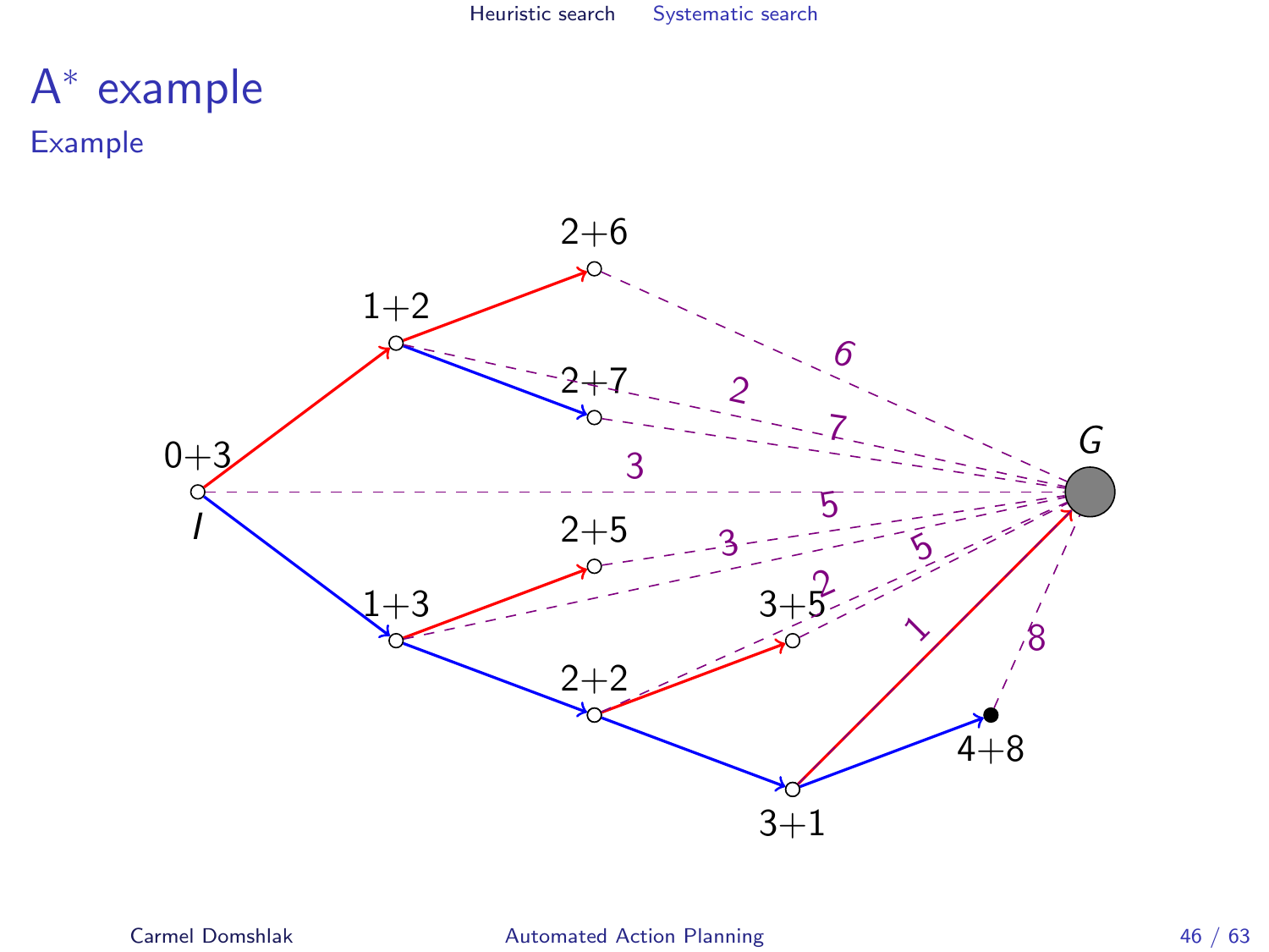# A* example

## Example

0+3

$I$

1+2

2+6

2+7

1+3

2+5

2+2

3+5

3+1

4+8

$G$

6

2

7

3

5

3

5

2

1

8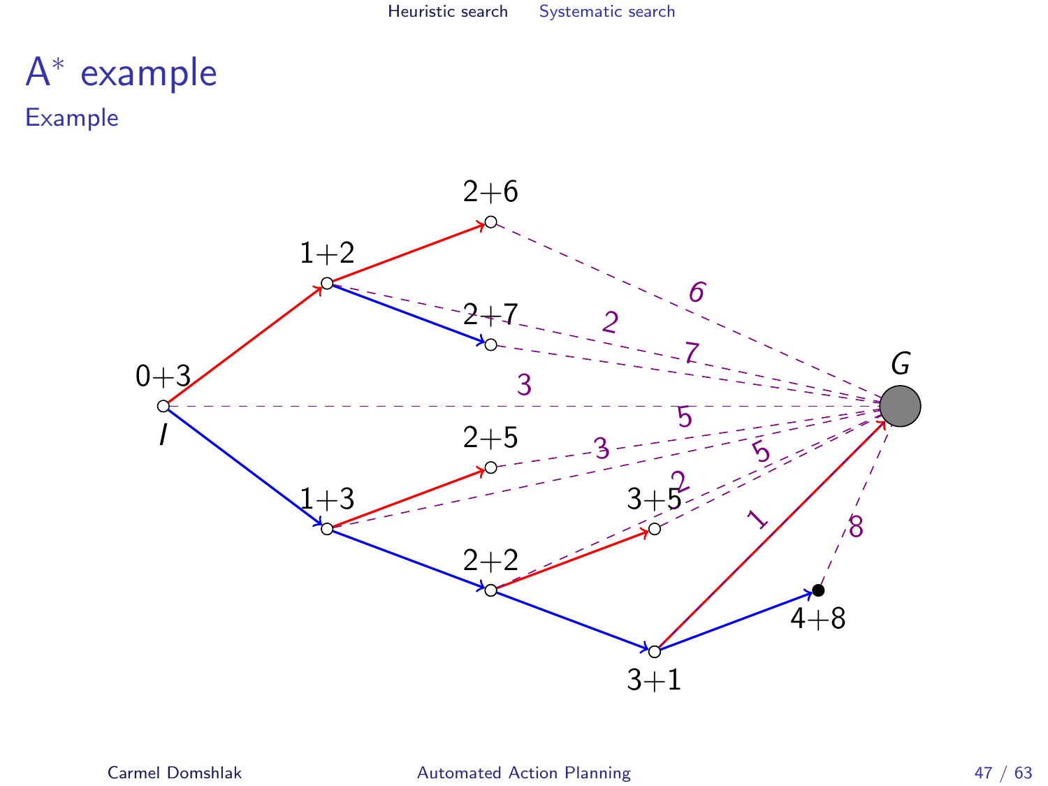# A* example

## Example

$0+3$

$I$

$1+2$

$1+3$

$2+6$

$2+7$

$2+5$

$2+2$

$3+5$

$3+1$

$4+8$

$G$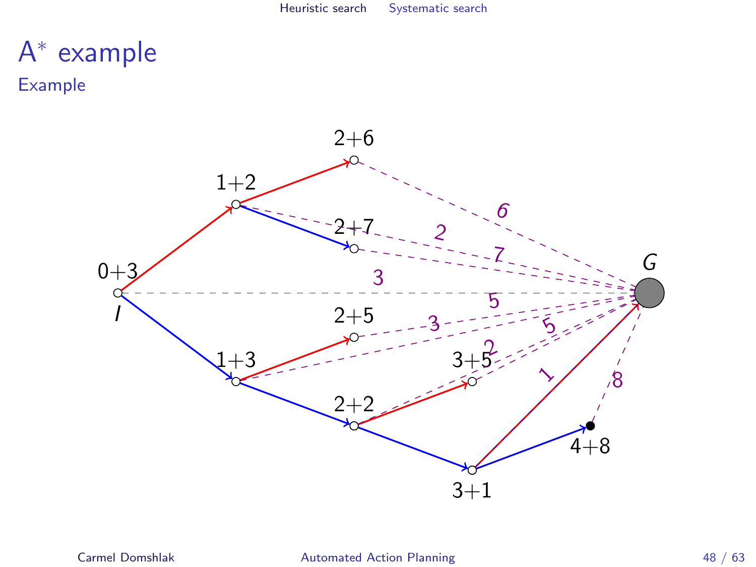# A* example

## Example

2+6

1+2

2+7

0+3

$I$

2+5

1+3

3+5

2+2

3+1

4+8

$G$

6

2

7

3

5

3

5

2

1

8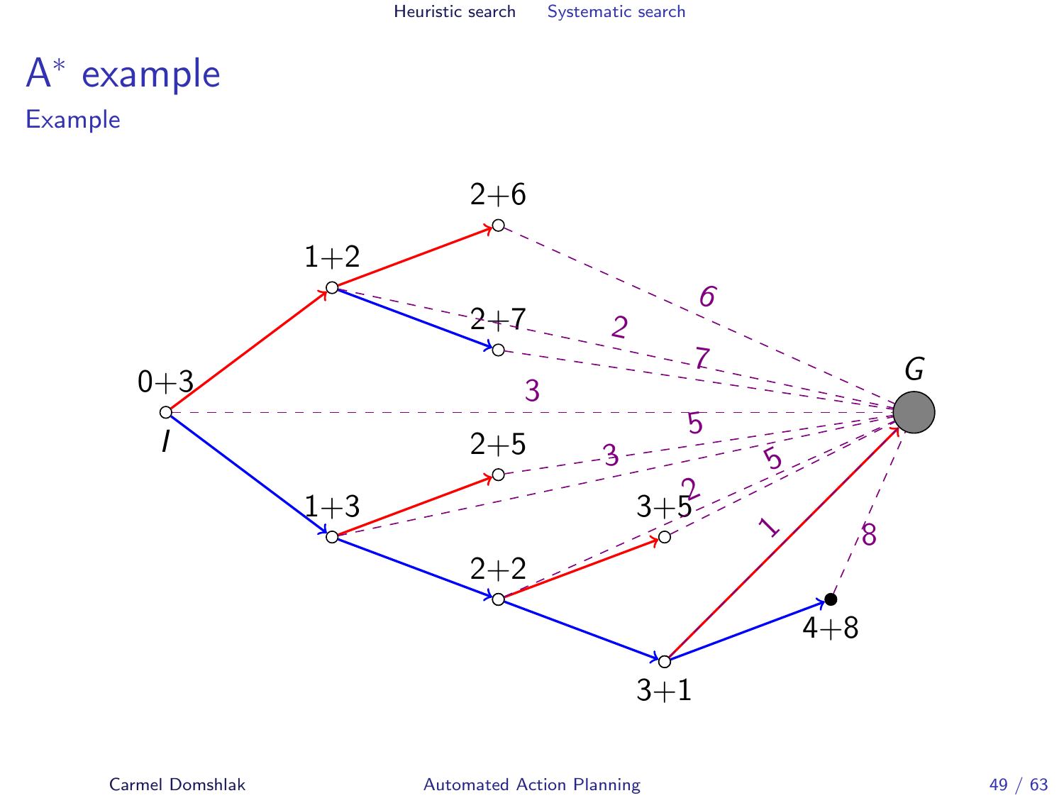# A* example

Example

0+3

I

1+2

2+6

2+7

1+3

2+5

2+2

3+5

3+1

4+8

G

6

2

7

3

5

3

5

2

1

8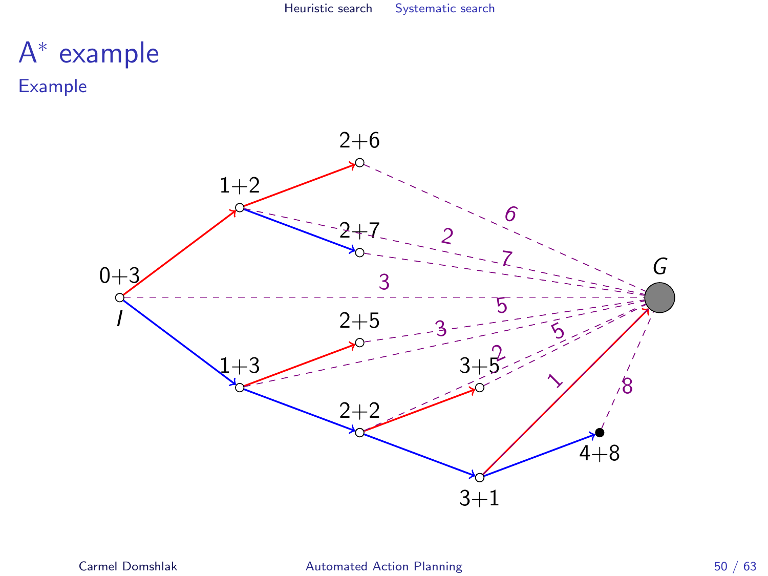# A* example

Example

0+3

I

1+2

2+6

2+7

1+3

2+5

2+2

3+5

3+1

4+8

G

3

6

2

7

5

3

5

2

1

8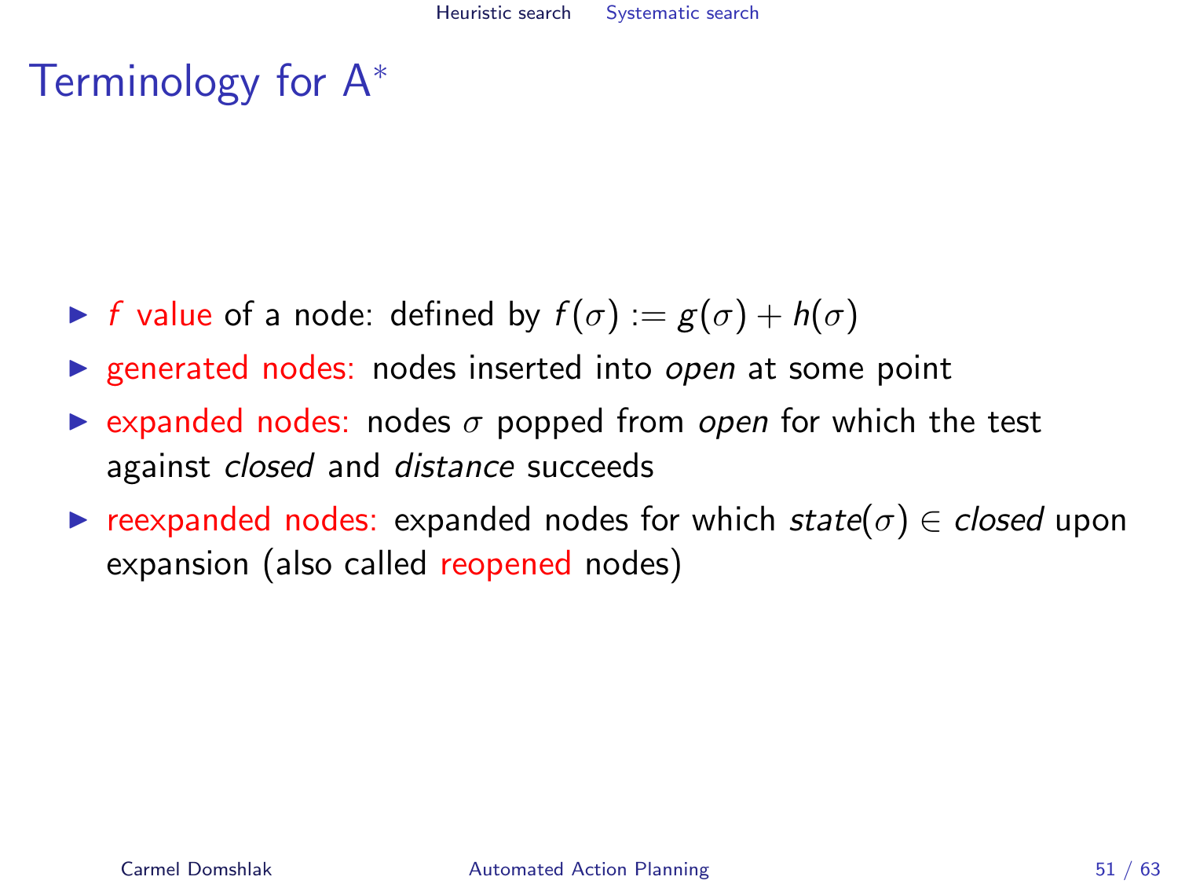# Terminology for A$^*$

- *f* value of a node: defined by $f(\sigma) := g(\sigma) + h(\sigma)$
- generated nodes: nodes inserted into *open* at some point
- expanded nodes: nodes $\sigma$ popped from *open* for which the test against *closed* and *distance* succeeds
- reexpanded nodes: expanded nodes for which $state(\sigma) \in closed$ upon expansion (also called reopened nodes)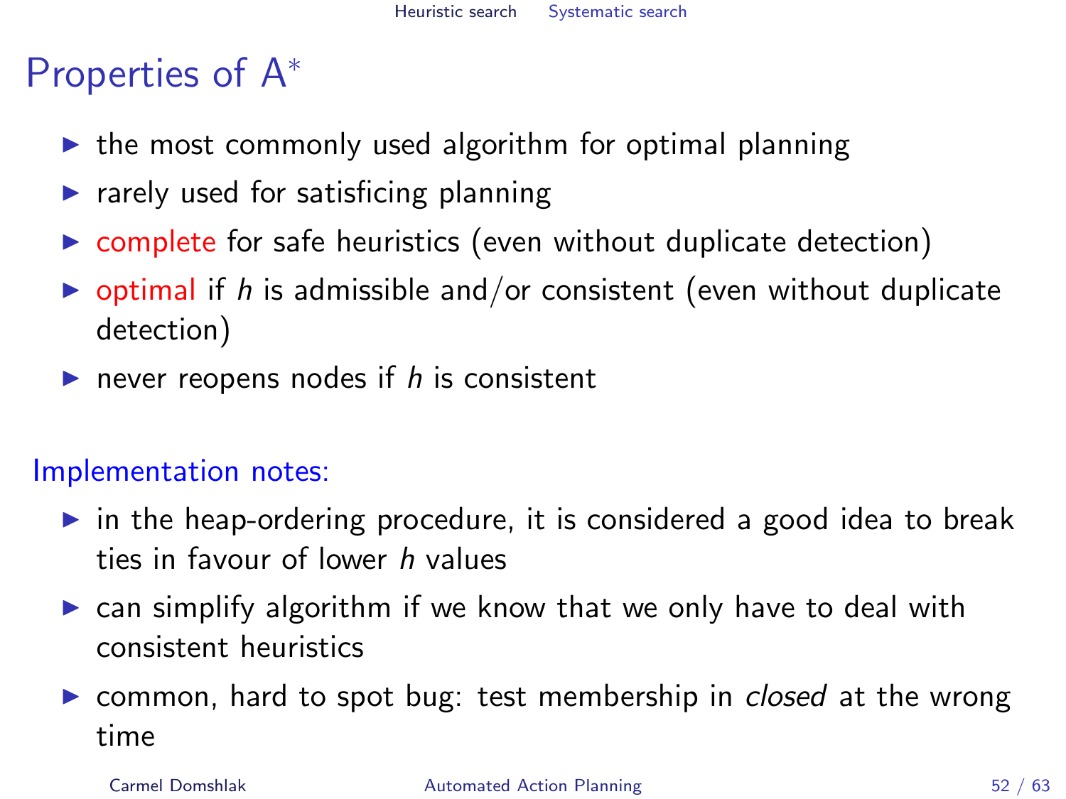# Properties of A*

- the most commonly used algorithm for optimal planning
- rarely used for satisficing planning
- complete for safe heuristics (even without duplicate detection)
- optimal if $h$ is admissible and/or consistent (even without duplicate detection)
- never reopens nodes if $h$ is consistent

Implementation notes:

- in the heap-ordering procedure, it is considered a good idea to break ties in favour of lower $h$ values
- can simplify algorithm if we know that we only have to deal with consistent heuristics
- common, hard to spot bug: test membership in *closed* at the wrong time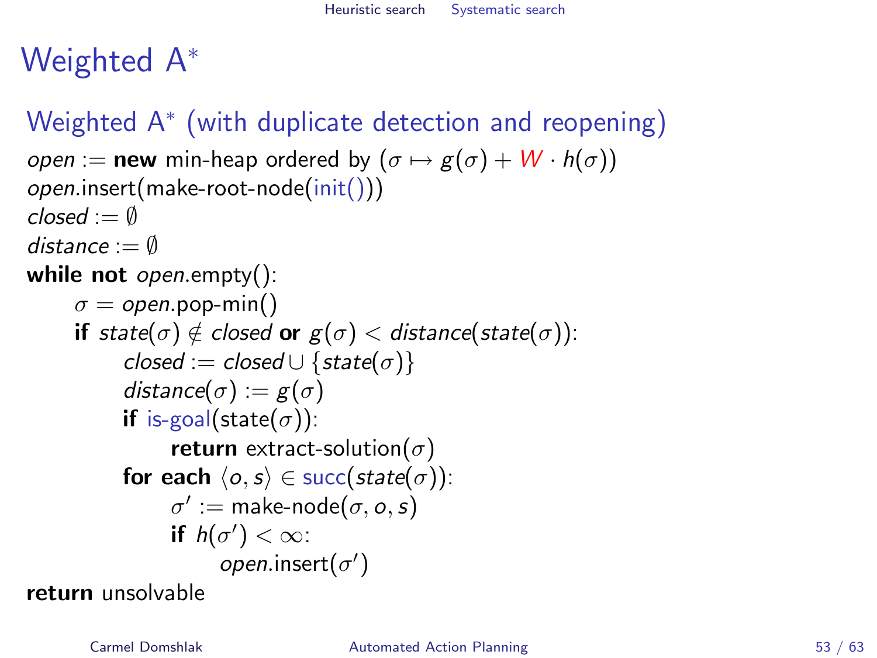# Weighted A*

## Weighted A* (with duplicate detection and reopening)

$open := \textbf{new}$ min-heap ordered by $(\sigma \mapsto g(\sigma) + W \cdot h(\sigma))$
$open$.insert(make-root-node(init()))
$closed := \emptyset$
$distance := \emptyset$
**while not** $open$.empty():
  $\sigma = open$.pop-min()
  **if** $state(\sigma) \notin closed$ **or** $g(\sigma) < distance(state(\sigma))$:
    $closed := closed \cup \{state(\sigma)\}$
    $distance(\sigma) := g(\sigma)$
    **if** is-goal(state($\sigma$)):
      **return** extract-solution($\sigma$)
    **for each** $\langle o, s \rangle \in$ succ($state(\sigma)$):
      $\sigma' :=$ make-node($\sigma, o, s$)
      **if** $h(\sigma') < \infty$:
        $open$.insert($\sigma'$)
**return** unsolvable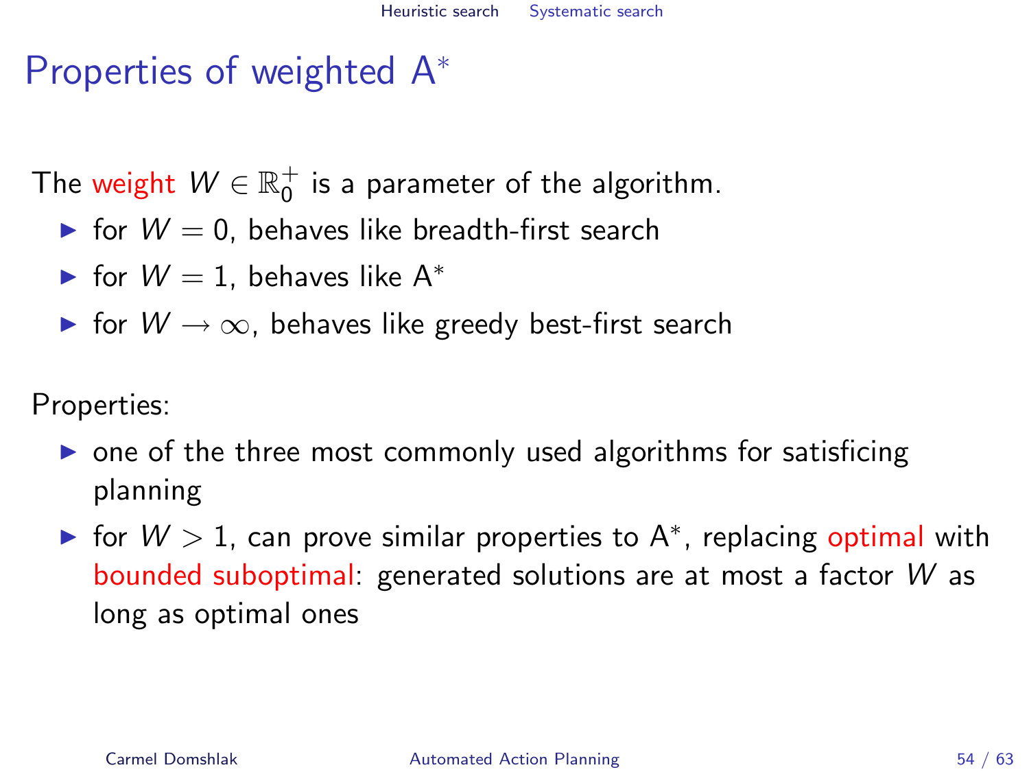# Properties of weighted A*

The weight $W \in \mathbb{R}_0^+$ is a parameter of the algorithm.

- for $W = 0$, behaves like breadth-first search
- for $W = 1$, behaves like A*
- for $W \to \infty$, behaves like greedy best-first search

Properties:

- one of the three most commonly used algorithms for satisficing planning
- for $W > 1$, can prove similar properties to A*, replacing optimal with bounded suboptimal: generated solutions are at most a factor $W$ as long as optimal ones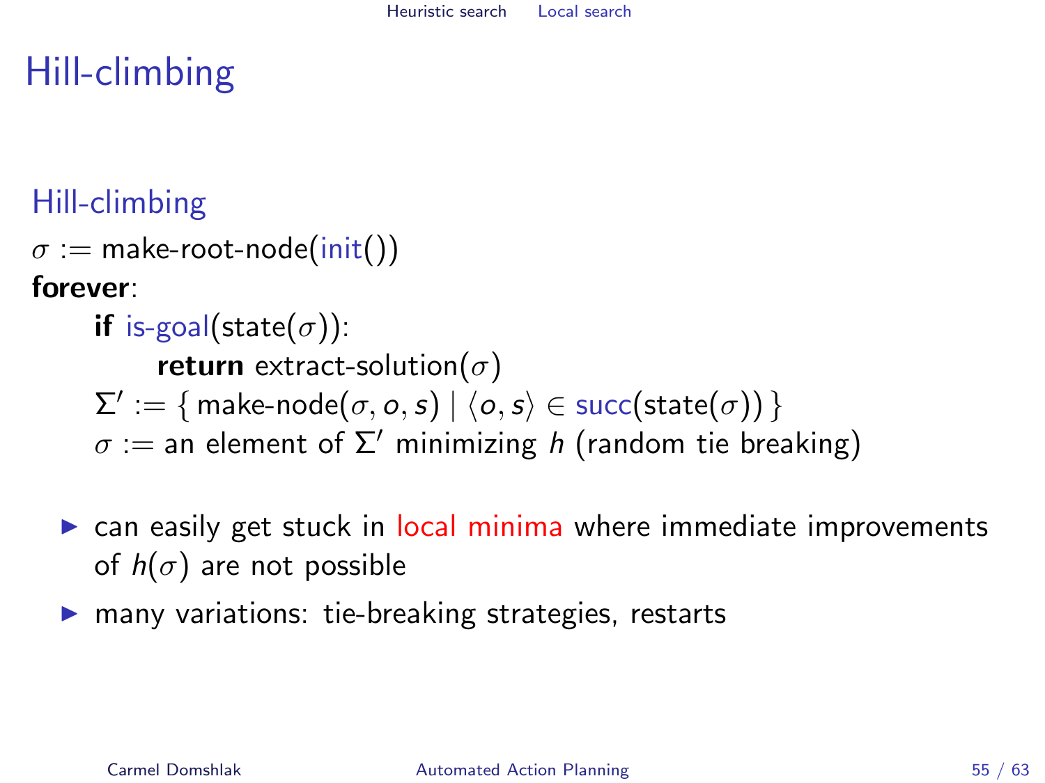# Hill-climbing

## Hill-climbing

$\sigma :=$ make-root-node(init())
**forever**:
    **if** is-goal(state($\sigma$)):
        **return** extract-solution($\sigma$)
    $\Sigma' := \{ \text{make-node}(\sigma, o, s) \mid \langle o, s \rangle \in \text{succ}(\text{state}(\sigma)) \}$
    $\sigma :=$ an element of $\Sigma'$ minimizing $h$ (random tie breaking)

- can easily get stuck in local minima where immediate improvements of $h(\sigma)$ are not possible
- many variations: tie-breaking strategies, restarts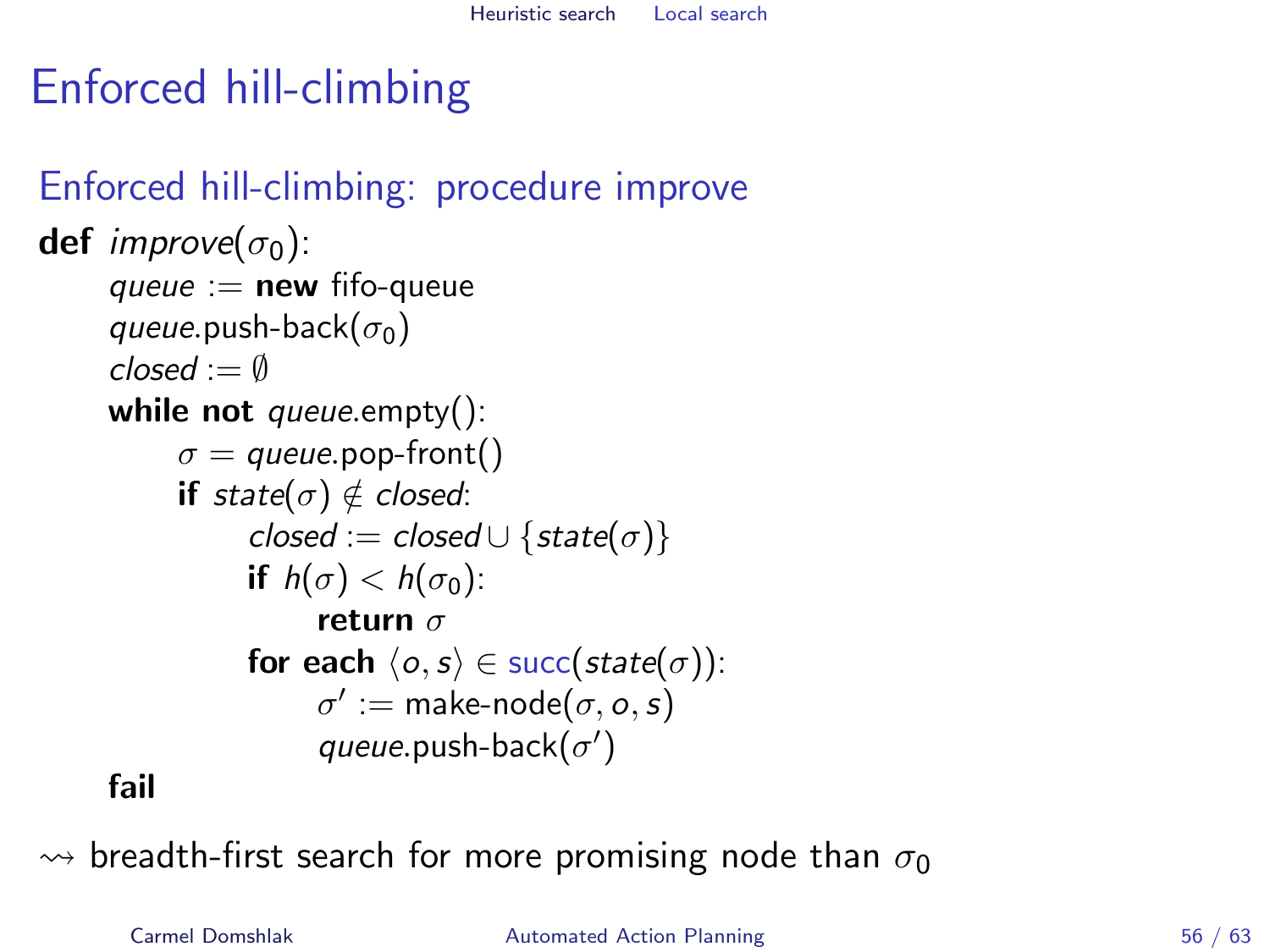# Enforced hill-climbing

## Enforced hill-climbing: procedure improve

```
def improve(σ0):
    queue := new fifo-queue
    queue.push-back(σ0)
    closed := ∅
    while not queue.empty():
        σ = queue.pop-front()
        if state(σ) ∉ closed:
            closed := closed ∪ {state(σ)}
            if h(σ) < h(σ0):
                return σ
            for each ⟨o, s⟩ ∈ succ(state(σ)):
                σ' := make-node(σ, o, s)
                queue.push-back(σ')
    fail
```

⇝ breadth-first search for more promising node than $\sigma_0$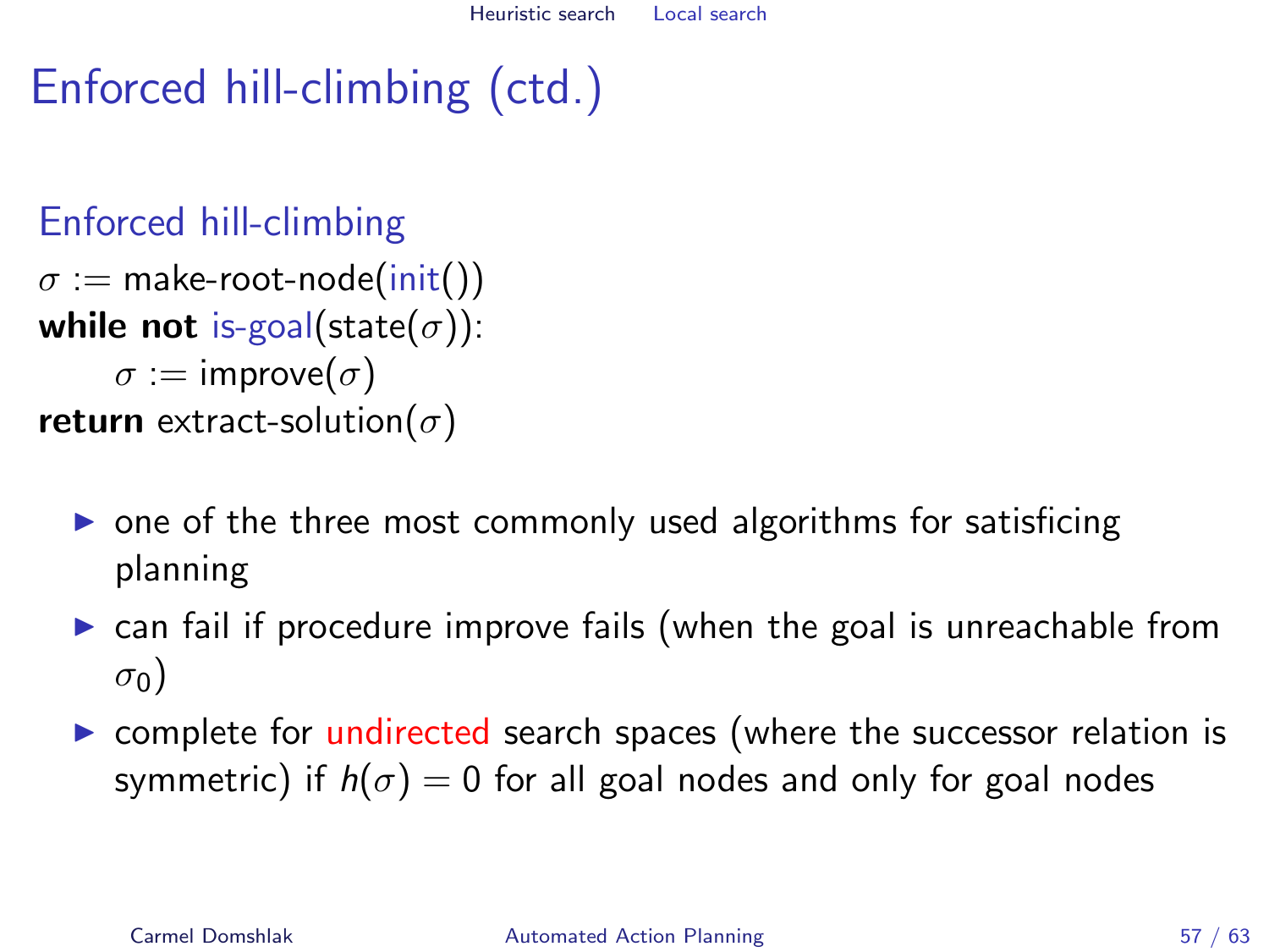# Enforced hill-climbing (ctd.)

## Enforced hill-climbing

```
σ := make-root-node(init())
while not is-goal(state(σ)):
    σ := improve(σ)
return extract-solution(σ)
```

- one of the three most commonly used algorithms for satisficing planning
- can fail if procedure improve fails (when the goal is unreachable from $\sigma_0$)
- complete for undirected search spaces (where the successor relation is symmetric) if $h(\sigma) = 0$ for all goal nodes and only for goal nodes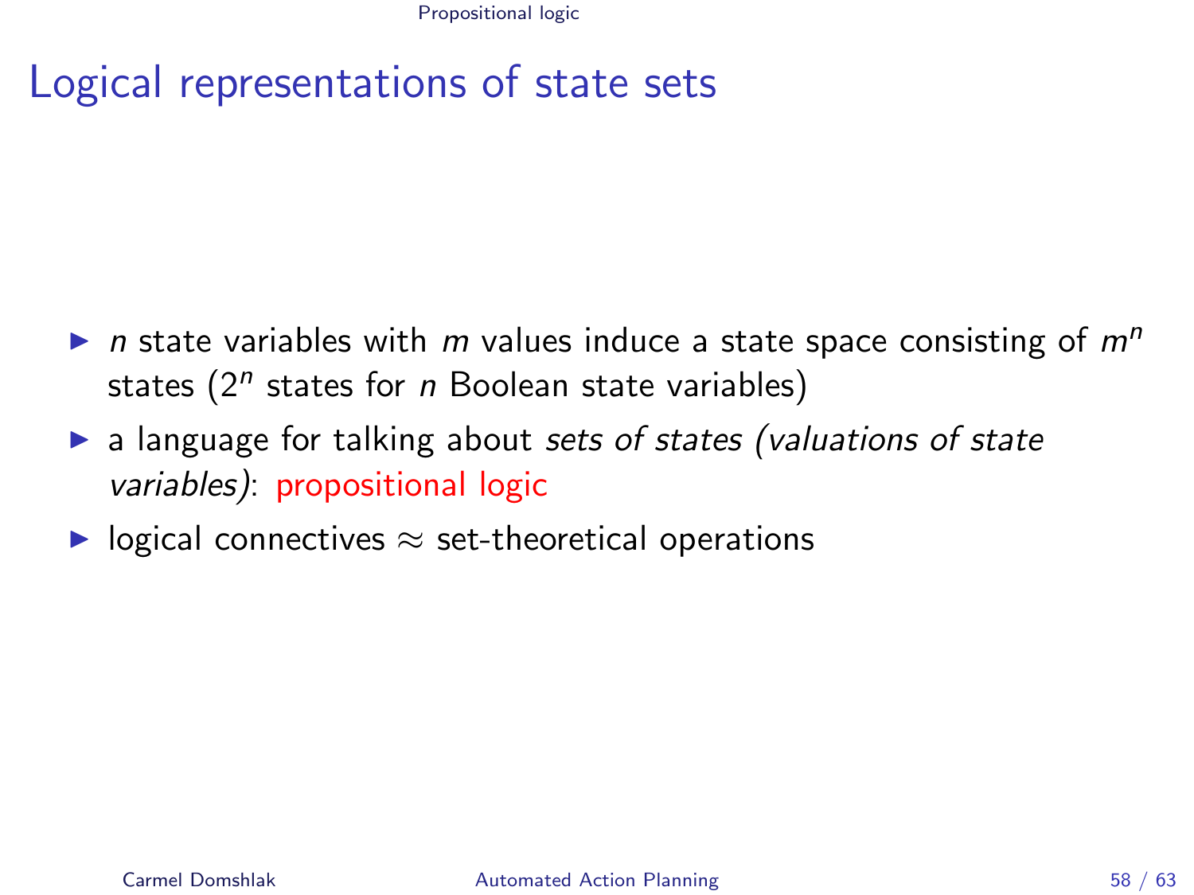# Logical representations of state sets

- *n* state variables with *m* values induce a state space consisting of $m^n$ states ($2^n$ states for *n* Boolean state variables)
- a language for talking about *sets of states (valuations of state variables)*: propositional logic
- logical connectives $\approx$ set-theoretical operations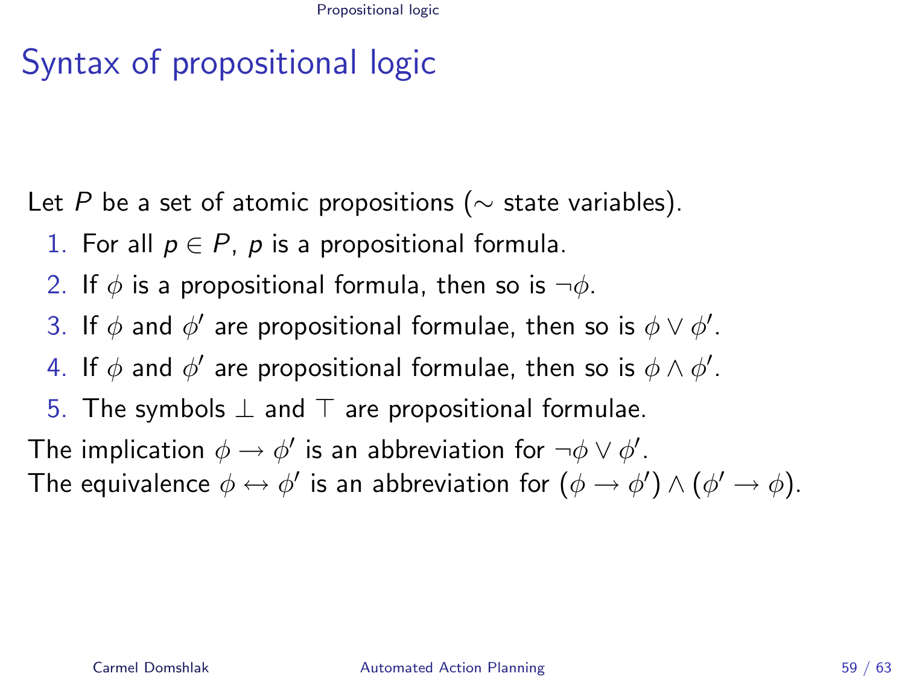# Syntax of propositional logic

Let $P$ be a set of atomic propositions ($\sim$ state variables).

1. For all $p \in P$, $p$ is a propositional formula.
2. If $\phi$ is a propositional formula, then so is $\neg\phi$.
3. If $\phi$ and $\phi'$ are propositional formulae, then so is $\phi \vee \phi'$.
4. If $\phi$ and $\phi'$ are propositional formulae, then so is $\phi \wedge \phi'$.
5. The symbols $\bot$ and $\top$ are propositional formulae.

The implication $\phi \rightarrow \phi'$ is an abbreviation for $\neg\phi \vee \phi'$.
The equivalence $\phi \leftrightarrow \phi'$ is an abbreviation for $(\phi \rightarrow \phi') \wedge (\phi' \rightarrow \phi)$.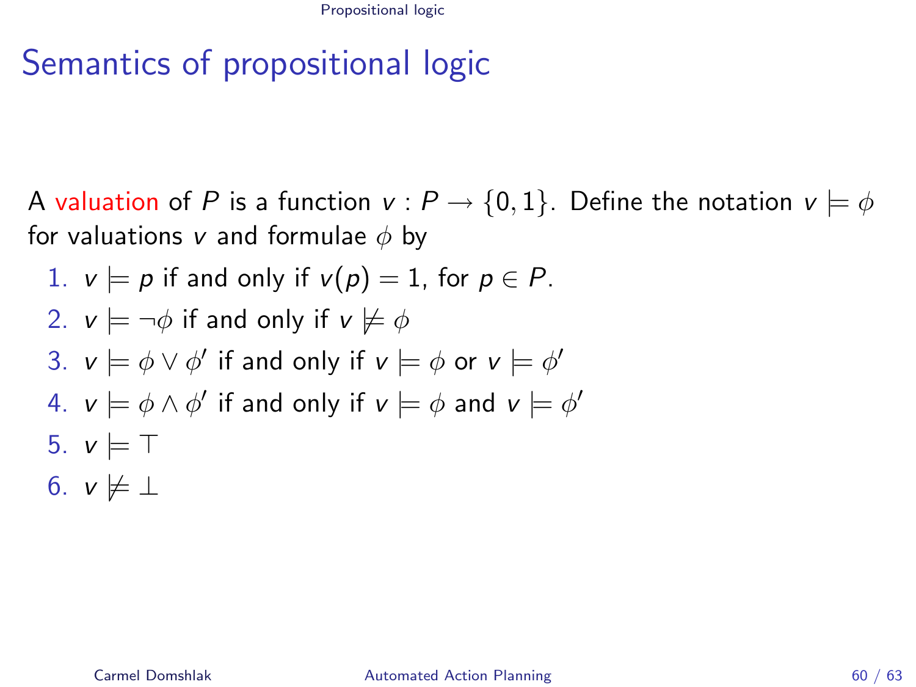# Semantics of propositional logic

A valuation of $P$ is a function $v : P \to \{0, 1\}$. Define the notation $v \models \phi$ for valuations $v$ and formulae $\phi$ by

1. $v \models p$ if and only if $v(p) = 1$, for $p \in P$.
2. $v \models \neg\phi$ if and only if $v \not\models \phi$
3. $v \models \phi \vee \phi'$ if and only if $v \models \phi$ or $v \models \phi'$
4. $v \models \phi \wedge \phi'$ if and only if $v \models \phi$ and $v \models \phi'$
5. $v \models \top$
6. $v \not\models \bot$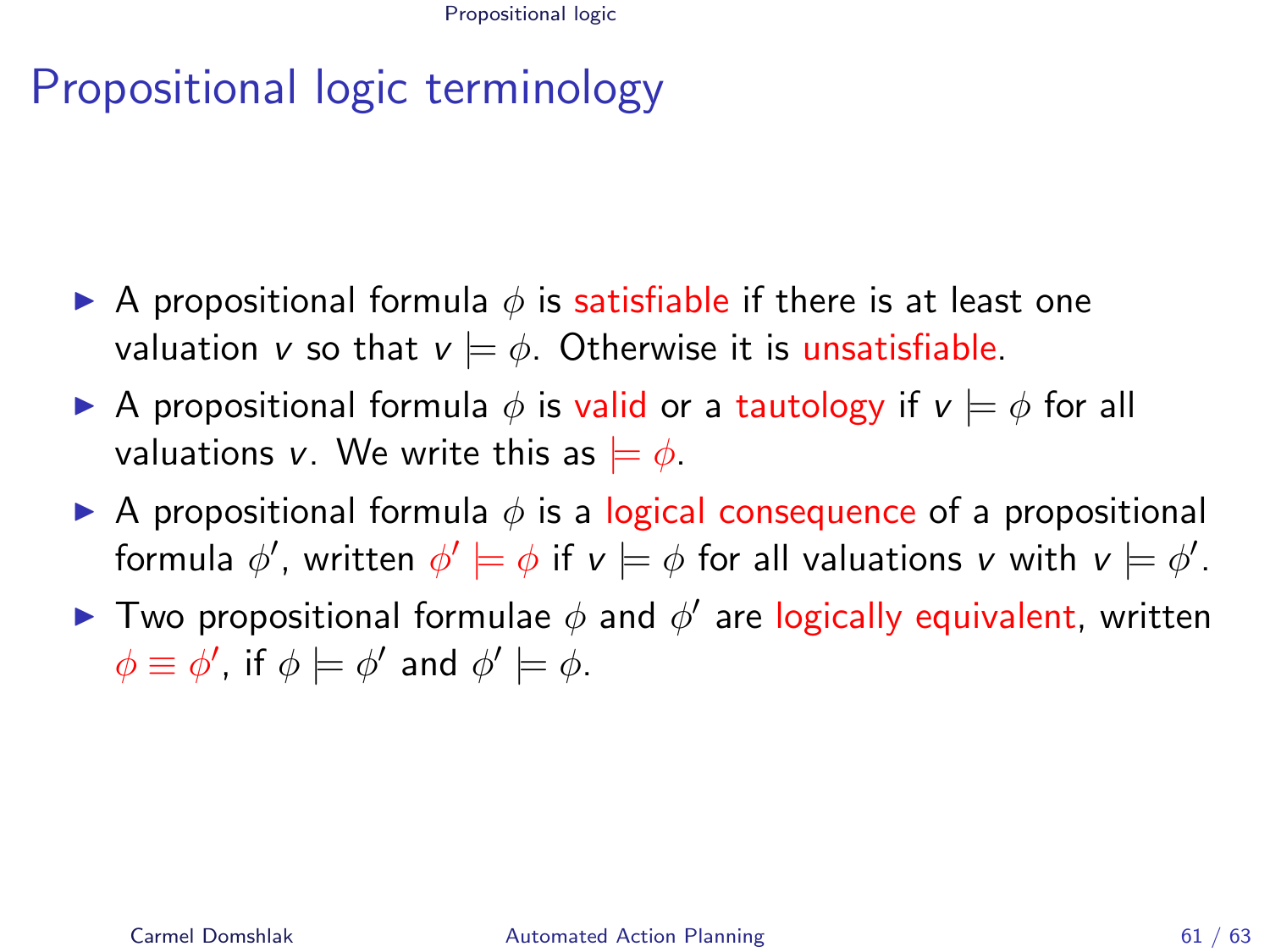# Propositional logic terminology

- A propositional formula $\phi$ is satisfiable if there is at least one valuation $v$ so that $v \models \phi$. Otherwise it is unsatisfiable.
- A propositional formula $\phi$ is valid or a tautology if $v \models \phi$ for all valuations $v$. We write this as $\models \phi$.
- A propositional formula $\phi$ is a logical consequence of a propositional formula $\phi'$, written $\phi' \models \phi$ if $v \models \phi$ for all valuations $v$ with $v \models \phi'$.
- Two propositional formulae $\phi$ and $\phi'$ are logically equivalent, written $\phi \equiv \phi'$, if $\phi \models \phi'$ and $\phi' \models \phi$.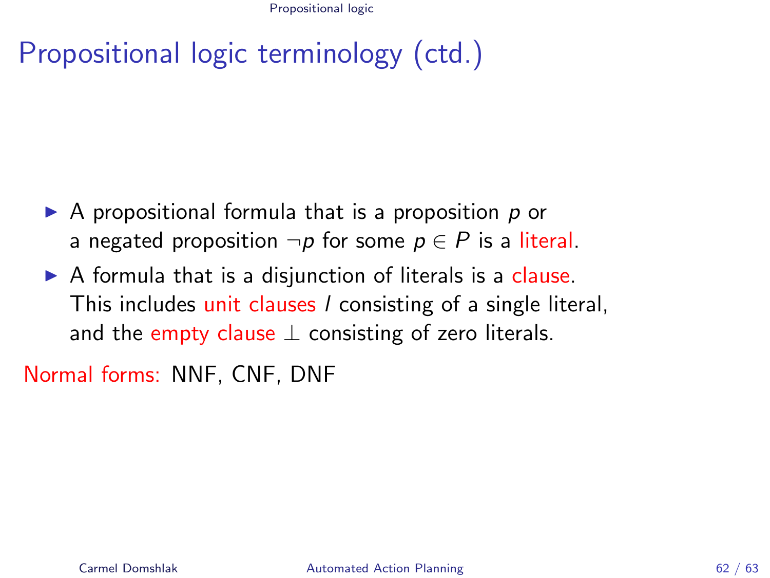# Propositional logic terminology (ctd.)

- A propositional formula that is a proposition $p$ or a negated proposition $\neg p$ for some $p \in P$ is a literal.
- A formula that is a disjunction of literals is a clause. This includes unit clauses $l$ consisting of a single literal, and the empty clause $\bot$ consisting of zero literals.

Normal forms: NNF, CNF, DNF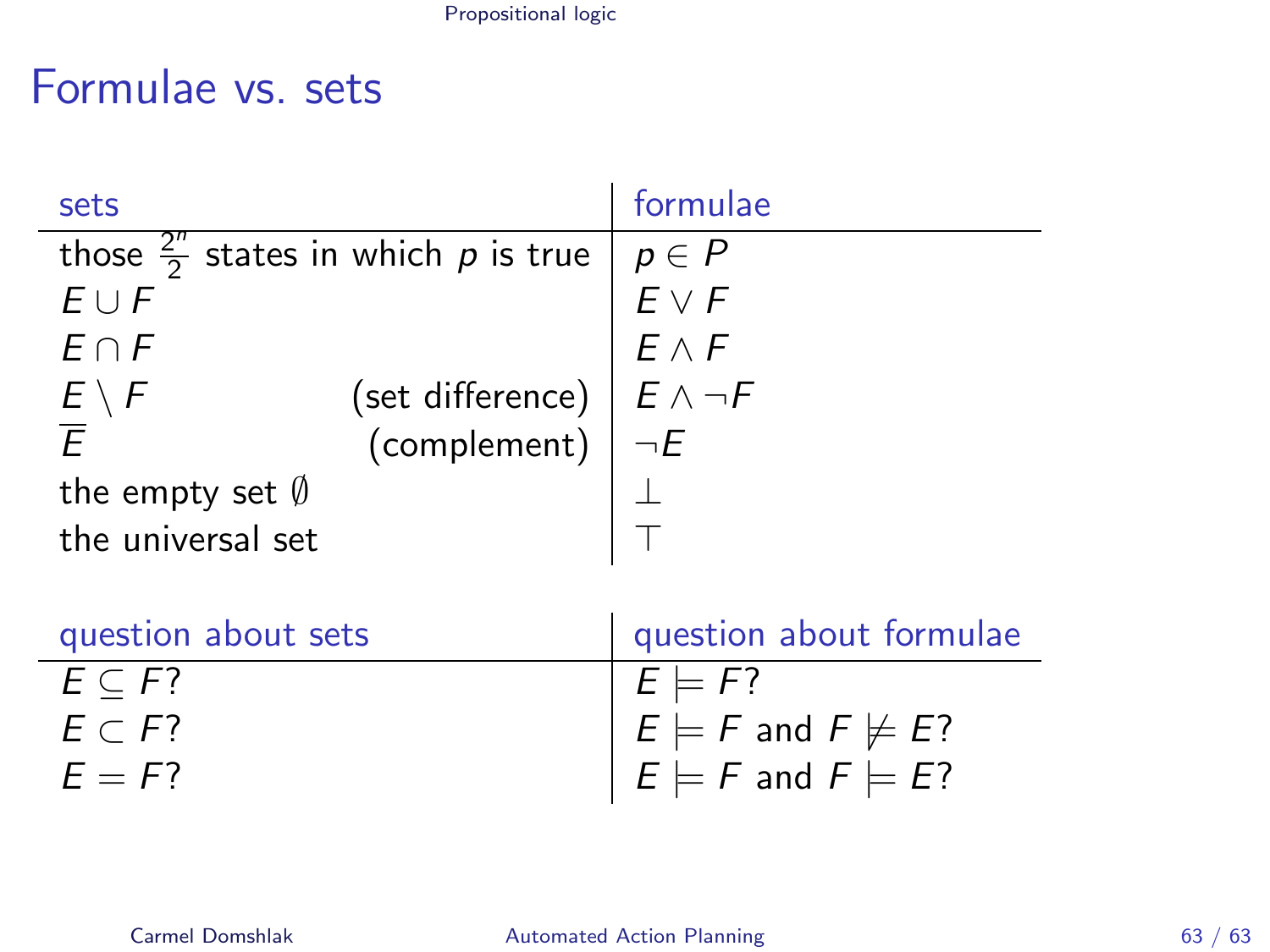# Formulae vs. sets

| sets | formulae |
|---|---|
| those $\frac{2^n}{2}$ states in which $p$ is true | $p \in P$ |
| $E \cup F$ | $E \vee F$ |
| $E \cap F$ | $E \wedge F$ |
| $E \setminus F$ (set difference) | $E \wedge \neg F$ |
| $\overline{E}$ (complement) | $\neg E$ |
| the empty set $\emptyset$ | $\bot$ |
| the universal set | $\top$ |

| question about sets | question about formulae |
|---|---|
| $E \subseteq F$? | $E \models F$? |
| $E \subset F$? | $E \models F$ and $F \not\models E$? |
| $E = F$? | $E \models F$ and $F \models E$? |